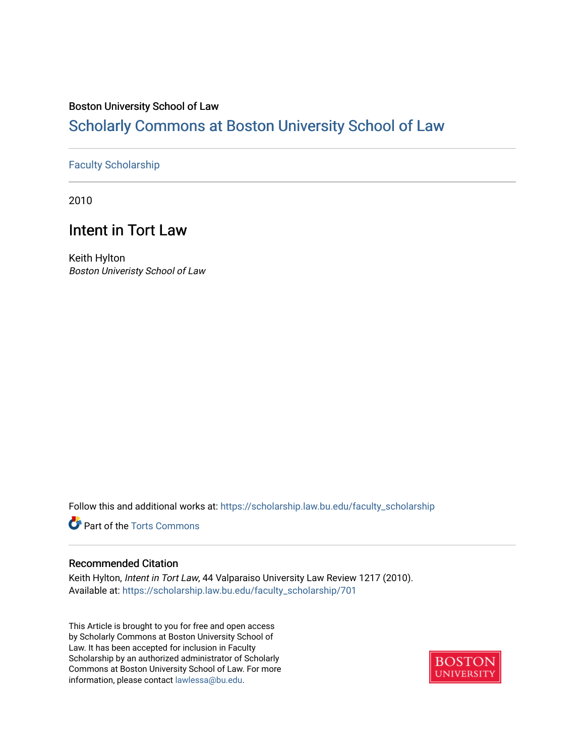Boston University School of Law

# Scholarly Commons at Boston University School of Law

Faculty Scholarship

2010

## Intent in Tort Law

Keith Hylton

*Boston Univeristy School of Law*

Follow this and additional works at: https://scholarship.law.bu.edu/faculty_scholarship

Part of the Torts Commons

### Recommended Citation

Keith Hylton, *Intent in Tort Law*, 44 Valparaiso University Law Review 1217 (2010).
Available at: https://scholarship.law.bu.edu/faculty_scholarship/701

This Article is brought to you for free and open access by Scholarly Commons at Boston University School of Law. It has been accepted for inclusion in Faculty Scholarship by an authorized administrator of Scholarly Commons at Boston University School of Law. For more information, please contact lawlessa@bu.edu.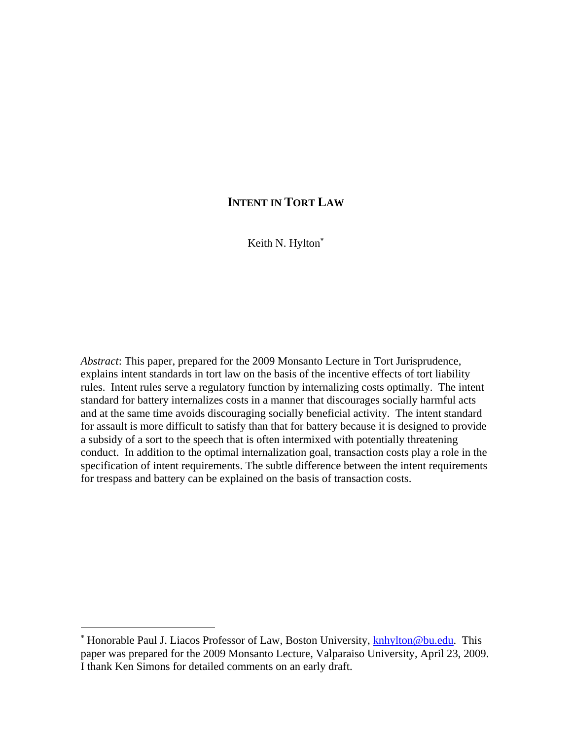# INTENT IN TORT LAW

Keith N. Hylton[*]

*Abstract*: This paper, prepared for the 2009 Monsanto Lecture in Tort Jurisprudence, explains intent standards in tort law on the basis of the incentive effects of tort liability rules. Intent rules serve a regulatory function by internalizing costs optimally. The intent standard for battery internalizes costs in a manner that discourages socially harmful acts and at the same time avoids discouraging socially beneficial activity. The intent standard for assault is more difficult to satisfy than that for battery because it is designed to provide a subsidy of a sort to the speech that is often intermixed with potentially threatening conduct. In addition to the optimal internalization goal, transaction costs play a role in the specification of intent requirements. The subtle difference between the intent requirements for trespass and battery can be explained on the basis of transaction costs.

---

[*] Honorable Paul J. Liacos Professor of Law, Boston University, knhylton@bu.edu. This paper was prepared for the 2009 Monsanto Lecture, Valparaiso University, April 23, 2009. I thank Ken Simons for detailed comments on an early draft.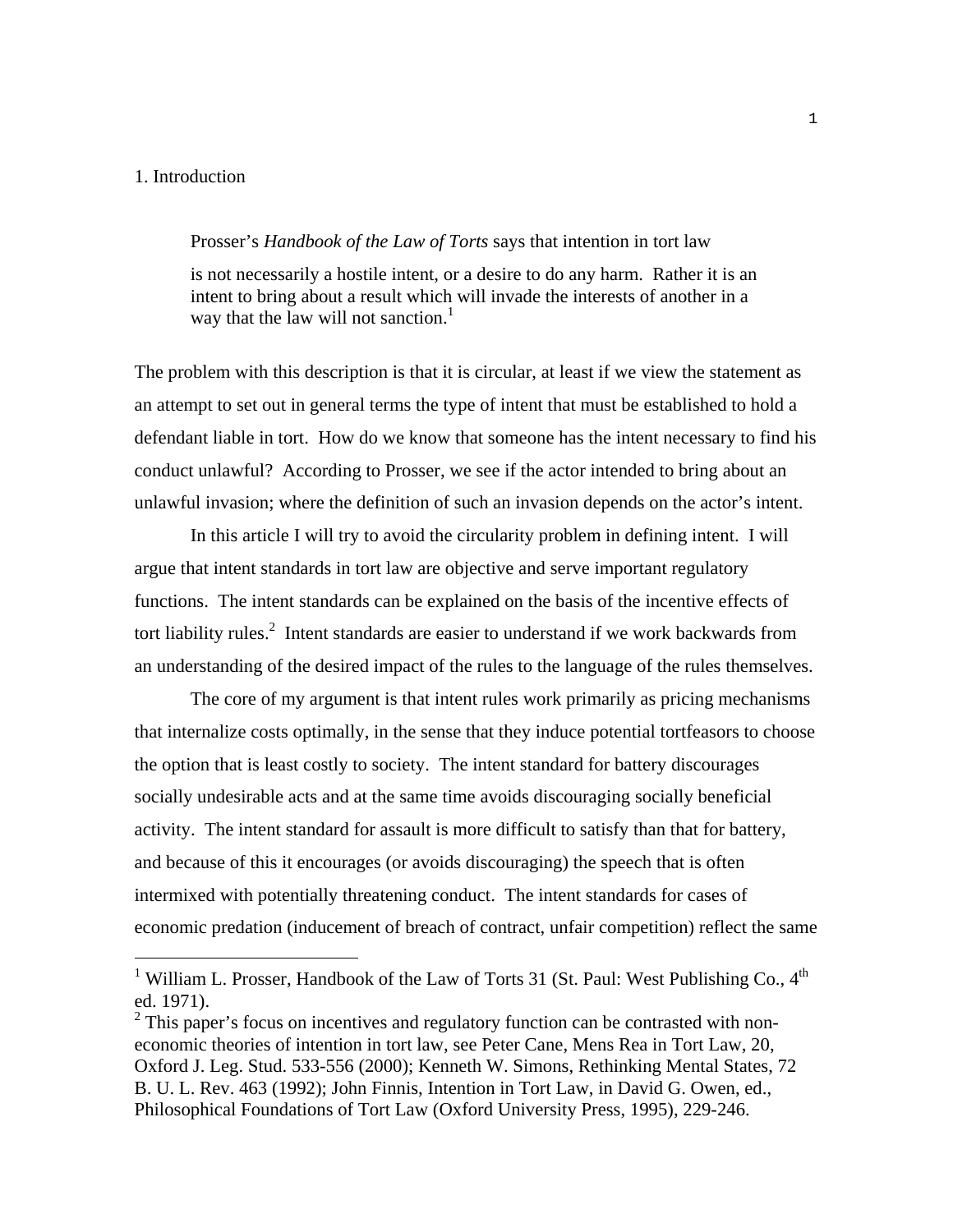## 1. Introduction

> Prosser's *Handbook of the Law of Torts* says that intention in tort law
>
> is not necessarily a hostile intent, or a desire to do any harm. Rather it is an intent to bring about a result which will invade the interests of another in a way that the law will not sanction.[1]

The problem with this description is that it is circular, at least if we view the statement as an attempt to set out in general terms the type of intent that must be established to hold a defendant liable in tort. How do we know that someone has the intent necessary to find his conduct unlawful? According to Prosser, we see if the actor intended to bring about an unlawful invasion; where the definition of such an invasion depends on the actor's intent.

In this article I will try to avoid the circularity problem in defining intent. I will argue that intent standards in tort law are objective and serve important regulatory functions. The intent standards can be explained on the basis of the incentive effects of tort liability rules.[2] Intent standards are easier to understand if we work backwards from an understanding of the desired impact of the rules to the language of the rules themselves.

The core of my argument is that intent rules work primarily as pricing mechanisms that internalize costs optimally, in the sense that they induce potential tortfeasors to choose the option that is least costly to society. The intent standard for battery discourages socially undesirable acts and at the same time avoids discouraging socially beneficial activity. The intent standard for assault is more difficult to satisfy than that for battery, and because of this it encourages (or avoids discouraging) the speech that is often intermixed with potentially threatening conduct. The intent standards for cases of economic predation (inducement of breach of contract, unfair competition) reflect the same

---

[1] William L. Prosser, Handbook of the Law of Torts 31 (St. Paul: West Publishing Co., 4th ed. 1971).

[2] This paper's focus on incentives and regulatory function can be contrasted with non-economic theories of intention in tort law, see Peter Cane, Mens Rea in Tort Law, 20, Oxford J. Leg. Stud. 533-556 (2000); Kenneth W. Simons, Rethinking Mental States, 72 B. U. L. Rev. 463 (1992); John Finnis, Intention in Tort Law, in David G. Owen, ed., Philosophical Foundations of Tort Law (Oxford University Press, 1995), 229-246.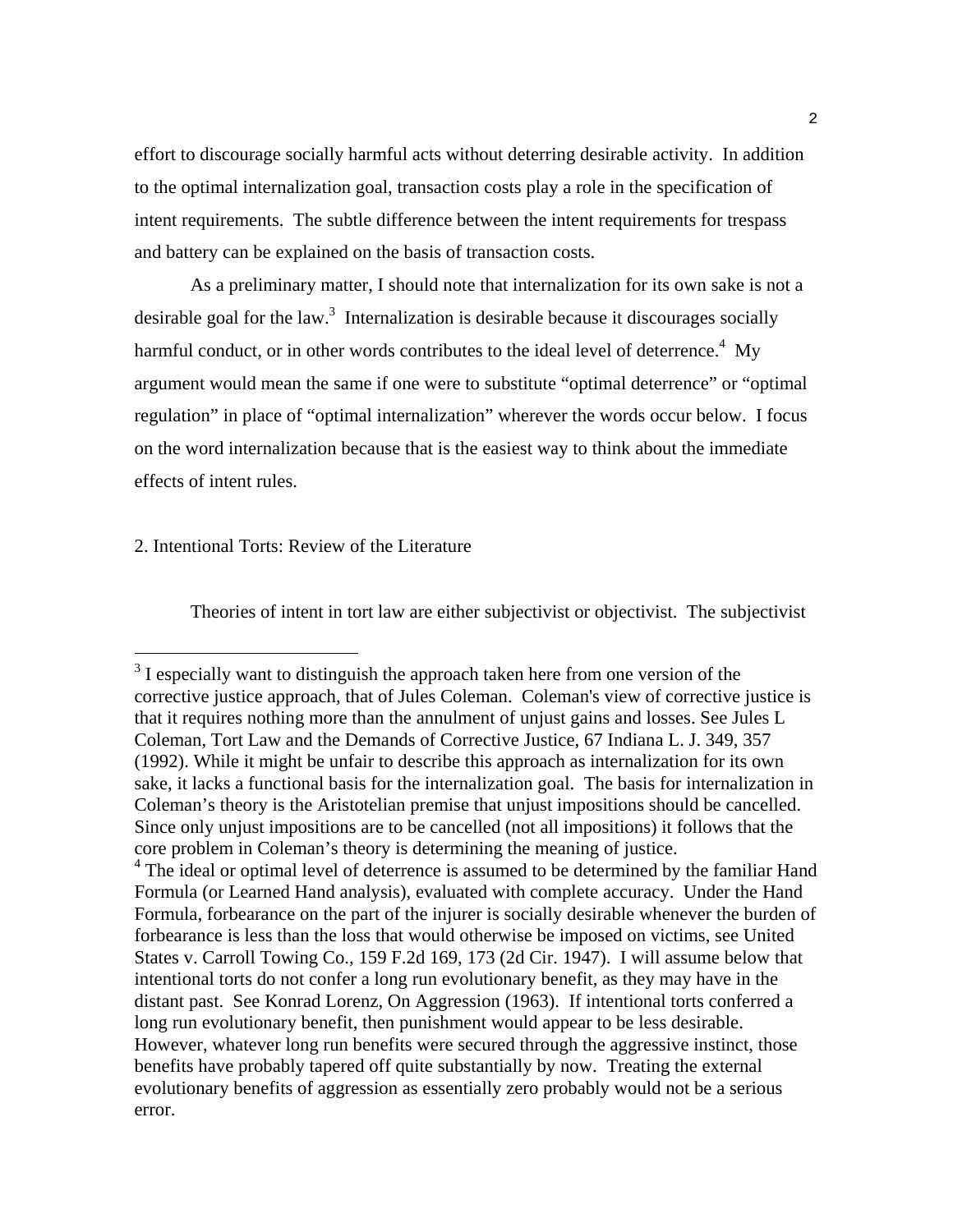effort to discourage socially harmful acts without deterring desirable activity. In addition to the optimal internalization goal, transaction costs play a role in the specification of intent requirements. The subtle difference between the intent requirements for trespass and battery can be explained on the basis of transaction costs.

As a preliminary matter, I should note that internalization for its own sake is not a desirable goal for the law.[3] Internalization is desirable because it discourages socially harmful conduct, or in other words contributes to the ideal level of deterrence.[4] My argument would mean the same if one were to substitute "optimal deterrence" or "optimal regulation" in place of "optimal internalization" wherever the words occur below. I focus on the word internalization because that is the easiest way to think about the immediate effects of intent rules.

## 2. Intentional Torts: Review of the Literature

Theories of intent in tort law are either subjectivist or objectivist. The subjectivist

---

[3] I especially want to distinguish the approach taken here from one version of the corrective justice approach, that of Jules Coleman. Coleman's view of corrective justice is that it requires nothing more than the annulment of unjust gains and losses. See Jules L Coleman, Tort Law and the Demands of Corrective Justice, 67 Indiana L. J. 349, 357 (1992). While it might be unfair to describe this approach as internalization for its own sake, it lacks a functional basis for the internalization goal. The basis for internalization in Coleman's theory is the Aristotelian premise that unjust impositions should be cancelled. Since only unjust impositions are to be cancelled (not all impositions) it follows that the core problem in Coleman's theory is determining the meaning of justice.

[4] The ideal or optimal level of deterrence is assumed to be determined by the familiar Hand Formula (or Learned Hand analysis), evaluated with complete accuracy. Under the Hand Formula, forbearance on the part of the injurer is socially desirable whenever the burden of forbearance is less than the loss that would otherwise be imposed on victims, see United States v. Carroll Towing Co., 159 F.2d 169, 173 (2d Cir. 1947). I will assume below that intentional torts do not confer a long run evolutionary benefit, as they may have in the distant past. See Konrad Lorenz, On Aggression (1963). If intentional torts conferred a long run evolutionary benefit, then punishment would appear to be less desirable. However, whatever long run benefits were secured through the aggressive instinct, those benefits have probably tapered off quite substantially by now. Treating the external evolutionary benefits of aggression as essentially zero probably would not be a serious error.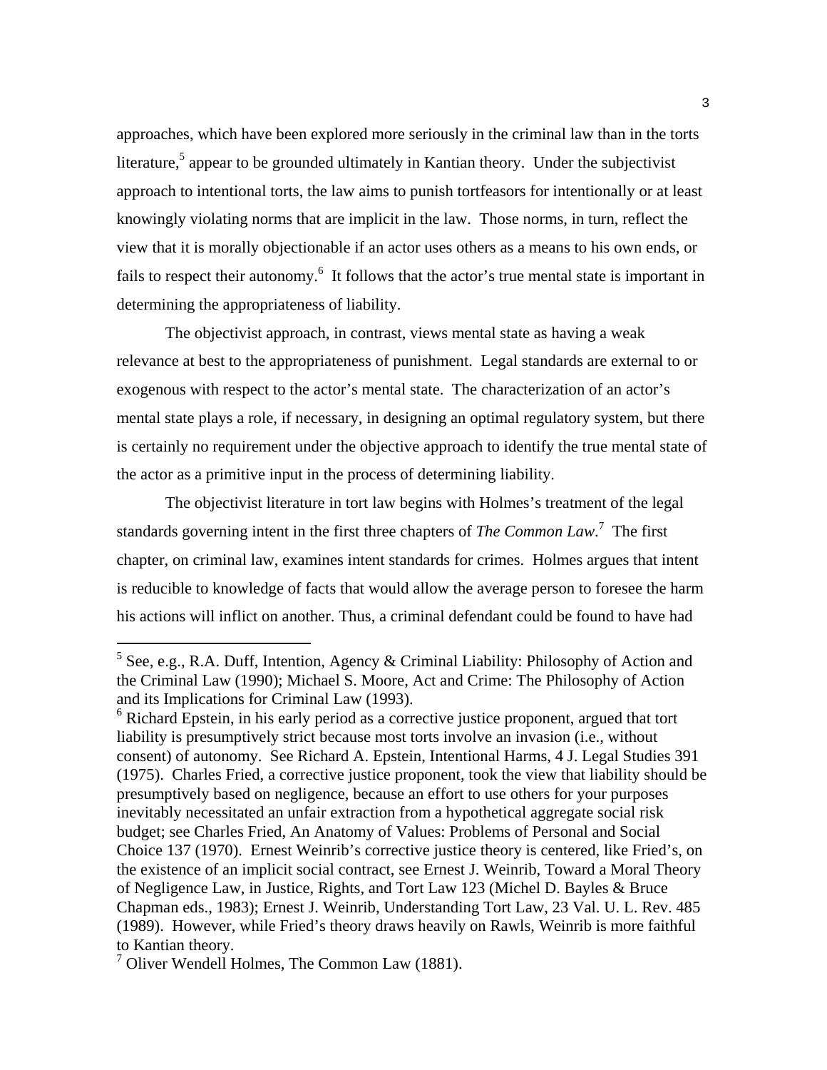approaches, which have been explored more seriously in the criminal law than in the torts literature,[5] appear to be grounded ultimately in Kantian theory. Under the subjectivist approach to intentional torts, the law aims to punish tortfeasors for intentionally or at least knowingly violating norms that are implicit in the law. Those norms, in turn, reflect the view that it is morally objectionable if an actor uses others as a means to his own ends, or fails to respect their autonomy.[6] It follows that the actor's true mental state is important in determining the appropriateness of liability.

The objectivist approach, in contrast, views mental state as having a weak relevance at best to the appropriateness of punishment. Legal standards are external to or exogenous with respect to the actor's mental state. The characterization of an actor's mental state plays a role, if necessary, in designing an optimal regulatory system, but there is certainly no requirement under the objective approach to identify the true mental state of the actor as a primitive input in the process of determining liability.

The objectivist literature in tort law begins with Holmes's treatment of the legal standards governing intent in the first three chapters of *The Common Law*.[7] The first chapter, on criminal law, examines intent standards for crimes. Holmes argues that intent is reducible to knowledge of facts that would allow the average person to foresee the harm his actions will inflict on another. Thus, a criminal defendant could be found to have had

---

[5] See, e.g., R.A. Duff, Intention, Agency & Criminal Liability: Philosophy of Action and the Criminal Law (1990); Michael S. Moore, Act and Crime: The Philosophy of Action and its Implications for Criminal Law (1993).

[6] Richard Epstein, in his early period as a corrective justice proponent, argued that tort liability is presumptively strict because most torts involve an invasion (i.e., without consent) of autonomy. See Richard A. Epstein, Intentional Harms, 4 J. Legal Studies 391 (1975). Charles Fried, a corrective justice proponent, took the view that liability should be presumptively based on negligence, because an effort to use others for your purposes inevitably necessitated an unfair extraction from a hypothetical aggregate social risk budget; see Charles Fried, An Anatomy of Values: Problems of Personal and Social Choice 137 (1970). Ernest Weinrib's corrective justice theory is centered, like Fried's, on the existence of an implicit social contract, see Ernest J. Weinrib, Toward a Moral Theory of Negligence Law, in Justice, Rights, and Tort Law 123 (Michel D. Bayles & Bruce Chapman eds., 1983); Ernest J. Weinrib, Understanding Tort Law, 23 Val. U. L. Rev. 485 (1989). However, while Fried's theory draws heavily on Rawls, Weinrib is more faithful to Kantian theory.

[7] Oliver Wendell Holmes, The Common Law (1881).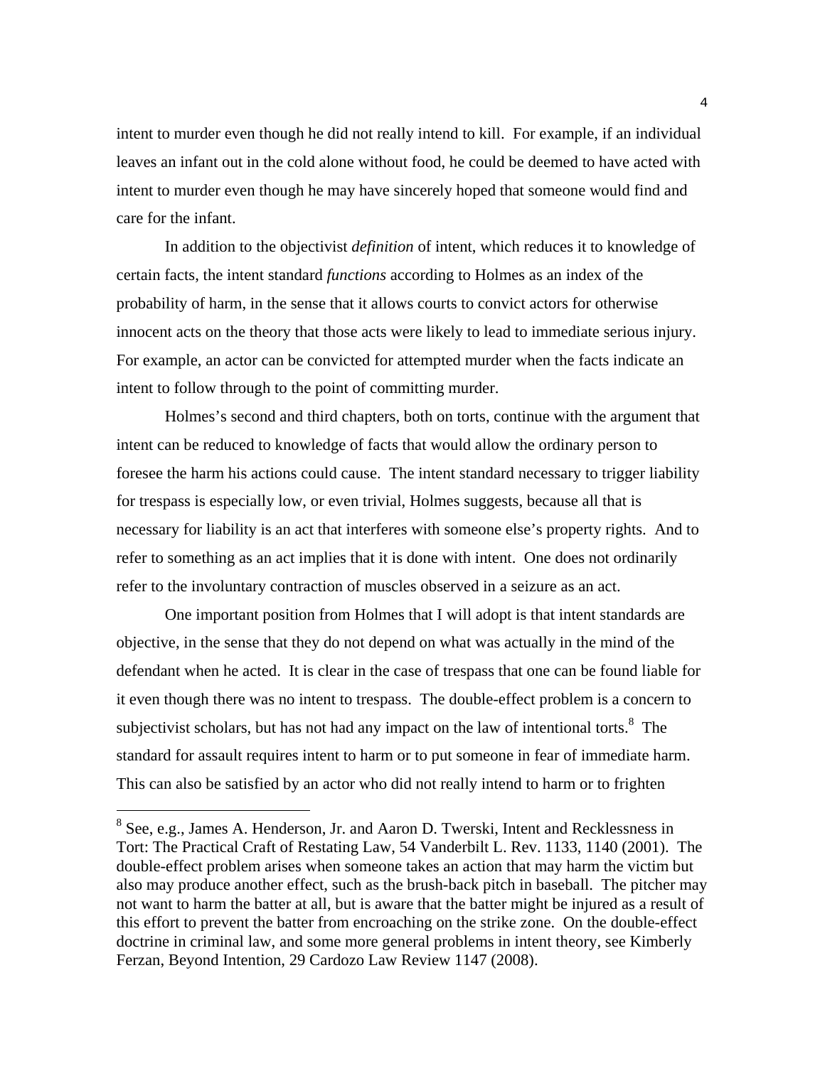intent to murder even though he did not really intend to kill. For example, if an individual leaves an infant out in the cold alone without food, he could be deemed to have acted with intent to murder even though he may have sincerely hoped that someone would find and care for the infant.

In addition to the objectivist *definition* of intent, which reduces it to knowledge of certain facts, the intent standard *functions* according to Holmes as an index of the probability of harm, in the sense that it allows courts to convict actors for otherwise innocent acts on the theory that those acts were likely to lead to immediate serious injury. For example, an actor can be convicted for attempted murder when the facts indicate an intent to follow through to the point of committing murder.

Holmes's second and third chapters, both on torts, continue with the argument that intent can be reduced to knowledge of facts that would allow the ordinary person to foresee the harm his actions could cause. The intent standard necessary to trigger liability for trespass is especially low, or even trivial, Holmes suggests, because all that is necessary for liability is an act that interferes with someone else's property rights. And to refer to something as an act implies that it is done with intent. One does not ordinarily refer to the involuntary contraction of muscles observed in a seizure as an act.

One important position from Holmes that I will adopt is that intent standards are objective, in the sense that they do not depend on what was actually in the mind of the defendant when he acted. It is clear in the case of trespass that one can be found liable for it even though there was no intent to trespass. The double-effect problem is a concern to subjectivist scholars, but has not had any impact on the law of intentional torts.[8] The standard for assault requires intent to harm or to put someone in fear of immediate harm. This can also be satisfied by an actor who did not really intend to harm or to frighten

[8] See, e.g., James A. Henderson, Jr. and Aaron D. Twerski, Intent and Recklessness in Tort: The Practical Craft of Restating Law, 54 Vanderbilt L. Rev. 1133, 1140 (2001). The double-effect problem arises when someone takes an action that may harm the victim but also may produce another effect, such as the brush-back pitch in baseball. The pitcher may not want to harm the batter at all, but is aware that the batter might be injured as a result of this effort to prevent the batter from encroaching on the strike zone. On the double-effect doctrine in criminal law, and some more general problems in intent theory, see Kimberly Ferzan, Beyond Intention, 29 Cardozo Law Review 1147 (2008).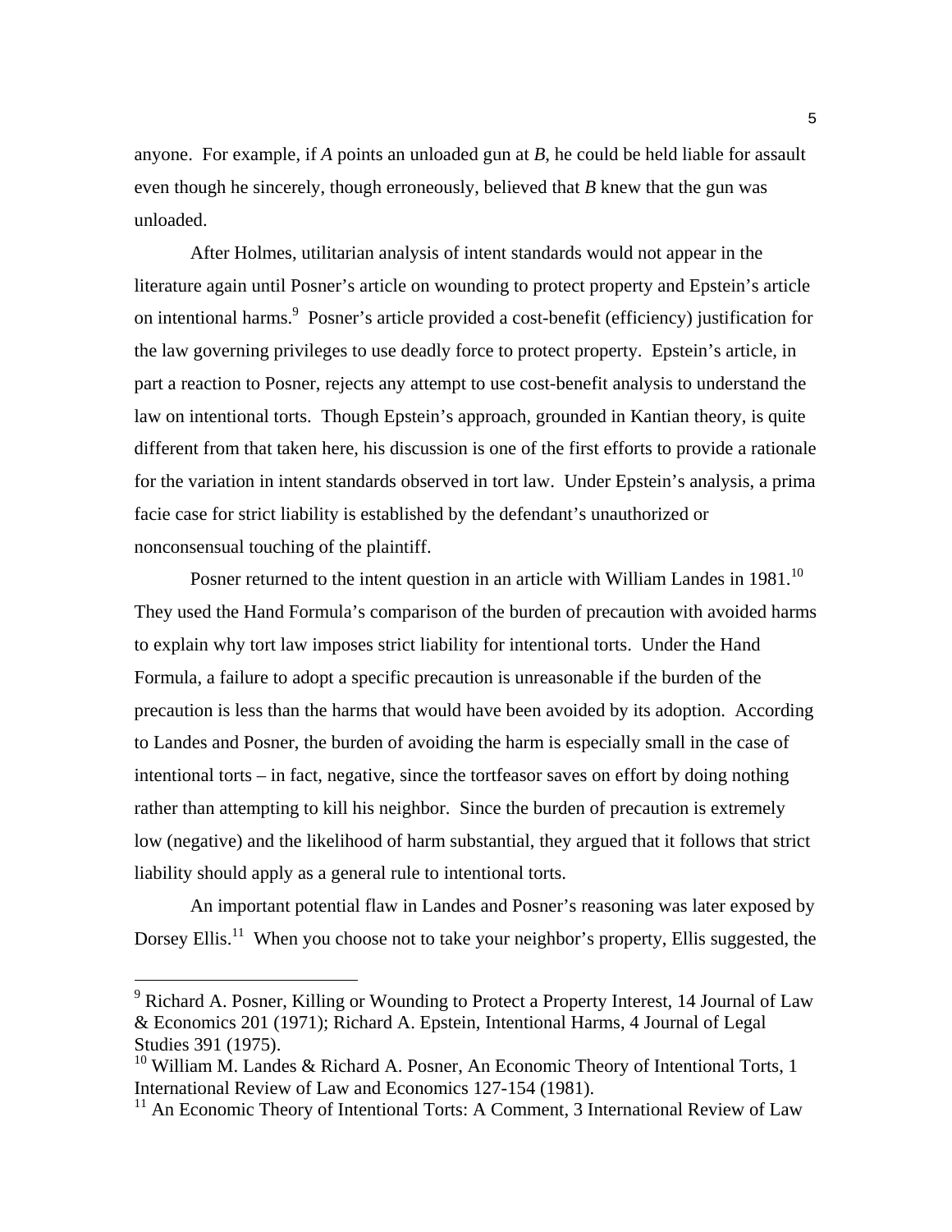anyone. For example, if *A* points an unloaded gun at *B*, he could be held liable for assault even though he sincerely, though erroneously, believed that *B* knew that the gun was unloaded.

After Holmes, utilitarian analysis of intent standards would not appear in the literature again until Posner's article on wounding to protect property and Epstein's article on intentional harms.[9] Posner's article provided a cost-benefit (efficiency) justification for the law governing privileges to use deadly force to protect property. Epstein's article, in part a reaction to Posner, rejects any attempt to use cost-benefit analysis to understand the law on intentional torts. Though Epstein's approach, grounded in Kantian theory, is quite different from that taken here, his discussion is one of the first efforts to provide a rationale for the variation in intent standards observed in tort law. Under Epstein's analysis, a prima facie case for strict liability is established by the defendant's unauthorized or nonconsensual touching of the plaintiff.

Posner returned to the intent question in an article with William Landes in 1981.[10] They used the Hand Formula's comparison of the burden of precaution with avoided harms to explain why tort law imposes strict liability for intentional torts. Under the Hand Formula, a failure to adopt a specific precaution is unreasonable if the burden of the precaution is less than the harms that would have been avoided by its adoption. According to Landes and Posner, the burden of avoiding the harm is especially small in the case of intentional torts – in fact, negative, since the tortfeasor saves on effort by doing nothing rather than attempting to kill his neighbor. Since the burden of precaution is extremely low (negative) and the likelihood of harm substantial, they argued that it follows that strict liability should apply as a general rule to intentional torts.

An important potential flaw in Landes and Posner's reasoning was later exposed by Dorsey Ellis.[11] When you choose not to take your neighbor's property, Ellis suggested, the

---

[9] Richard A. Posner, Killing or Wounding to Protect a Property Interest, 14 Journal of Law & Economics 201 (1971); Richard A. Epstein, Intentional Harms, 4 Journal of Legal Studies 391 (1975).

[10] William M. Landes & Richard A. Posner, An Economic Theory of Intentional Torts, 1 International Review of Law and Economics 127-154 (1981).

[11] An Economic Theory of Intentional Torts: A Comment, 3 International Review of Law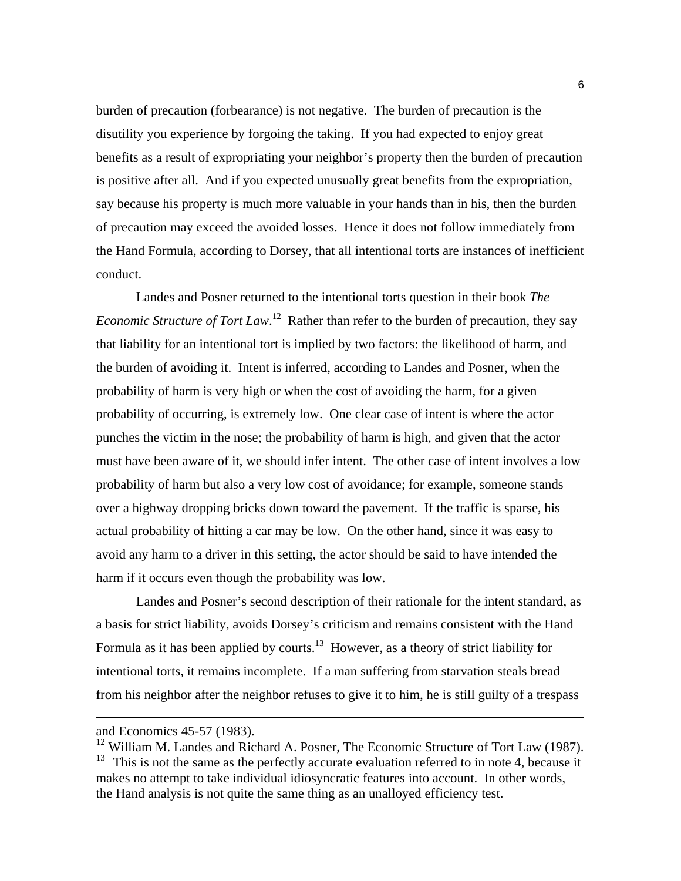burden of precaution (forbearance) is not negative. The burden of precaution is the disutility you experience by forgoing the taking. If you had expected to enjoy great benefits as a result of expropriating your neighbor's property then the burden of precaution is positive after all. And if you expected unusually great benefits from the expropriation, say because his property is much more valuable in your hands than in his, then the burden of precaution may exceed the avoided losses. Hence it does not follow immediately from the Hand Formula, according to Dorsey, that all intentional torts are instances of inefficient conduct.

Landes and Posner returned to the intentional torts question in their book *The Economic Structure of Tort Law*.[12] Rather than refer to the burden of precaution, they say that liability for an intentional tort is implied by two factors: the likelihood of harm, and the burden of avoiding it. Intent is inferred, according to Landes and Posner, when the probability of harm is very high or when the cost of avoiding the harm, for a given probability of occurring, is extremely low. One clear case of intent is where the actor punches the victim in the nose; the probability of harm is high, and given that the actor must have been aware of it, we should infer intent. The other case of intent involves a low probability of harm but also a very low cost of avoidance; for example, someone stands over a highway dropping bricks down toward the pavement. If the traffic is sparse, his actual probability of hitting a car may be low. On the other hand, since it was easy to avoid any harm to a driver in this setting, the actor should be said to have intended the harm if it occurs even though the probability was low.

Landes and Posner's second description of their rationale for the intent standard, as a basis for strict liability, avoids Dorsey's criticism and remains consistent with the Hand Formula as it has been applied by courts.[13] However, as a theory of strict liability for intentional torts, it remains incomplete. If a man suffering from starvation steals bread from his neighbor after the neighbor refuses to give it to him, he is still guilty of a trespass

---

and Economics 45-57 (1983).

[12] William M. Landes and Richard A. Posner, The Economic Structure of Tort Law (1987).

[13] This is not the same as the perfectly accurate evaluation referred to in note 4, because it makes no attempt to take individual idiosyncratic features into account. In other words, the Hand analysis is not quite the same thing as an unalloyed efficiency test.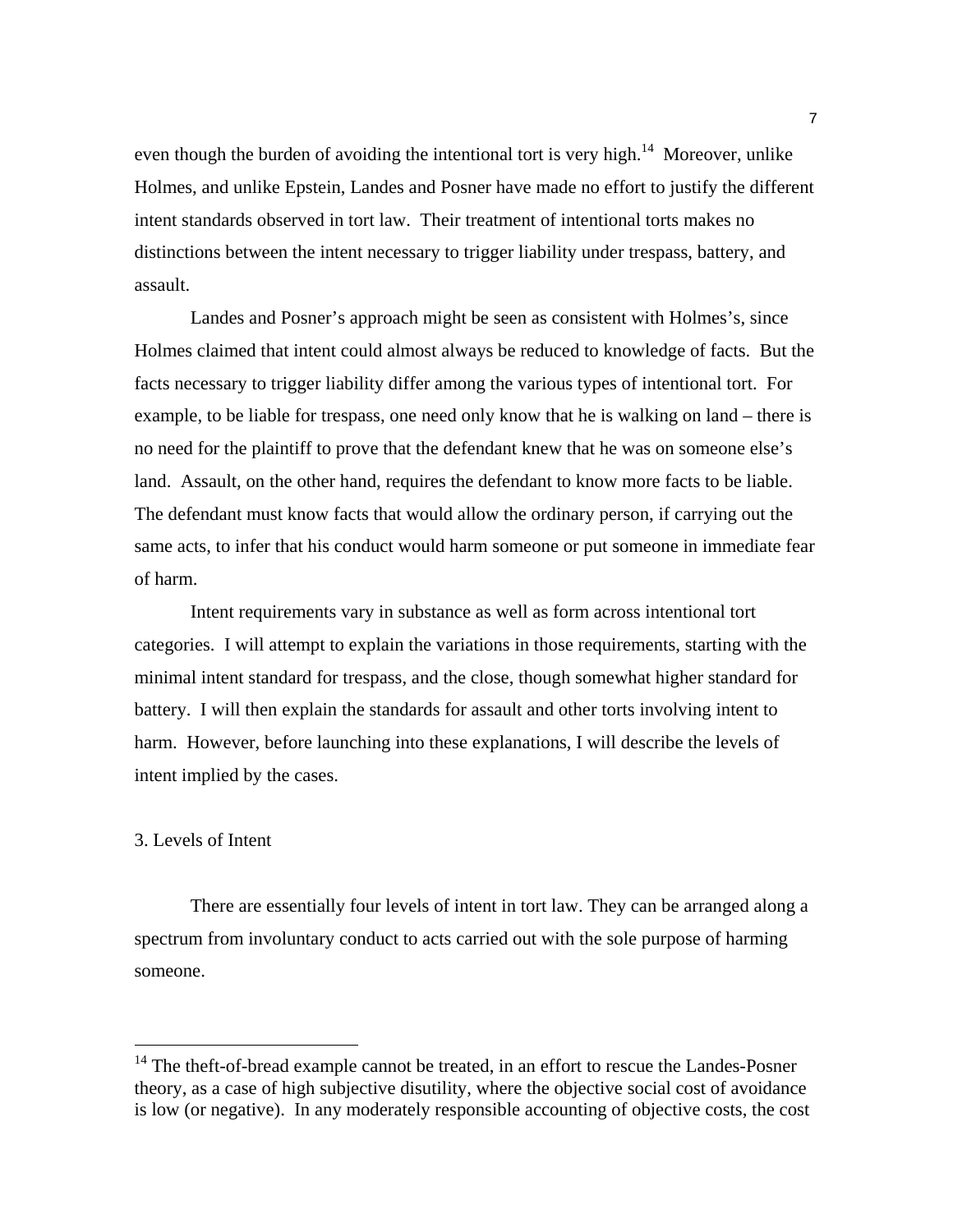even though the burden of avoiding the intentional tort is very high.[14] Moreover, unlike Holmes, and unlike Epstein, Landes and Posner have made no effort to justify the different intent standards observed in tort law. Their treatment of intentional torts makes no distinctions between the intent necessary to trigger liability under trespass, battery, and assault.

Landes and Posner's approach might be seen as consistent with Holmes's, since Holmes claimed that intent could almost always be reduced to knowledge of facts. But the facts necessary to trigger liability differ among the various types of intentional tort. For example, to be liable for trespass, one need only know that he is walking on land – there is no need for the plaintiff to prove that the defendant knew that he was on someone else's land. Assault, on the other hand, requires the defendant to know more facts to be liable. The defendant must know facts that would allow the ordinary person, if carrying out the same acts, to infer that his conduct would harm someone or put someone in immediate fear of harm.

Intent requirements vary in substance as well as form across intentional tort categories. I will attempt to explain the variations in those requirements, starting with the minimal intent standard for trespass, and the close, though somewhat higher standard for battery. I will then explain the standards for assault and other torts involving intent to harm. However, before launching into these explanations, I will describe the levels of intent implied by the cases.

## 3. Levels of Intent

There are essentially four levels of intent in tort law. They can be arranged along a spectrum from involuntary conduct to acts carried out with the sole purpose of harming someone.

---

[14] The theft-of-bread example cannot be treated, in an effort to rescue the Landes-Posner theory, as a case of high subjective disutility, where the objective social cost of avoidance is low (or negative). In any moderately responsible accounting of objective costs, the cost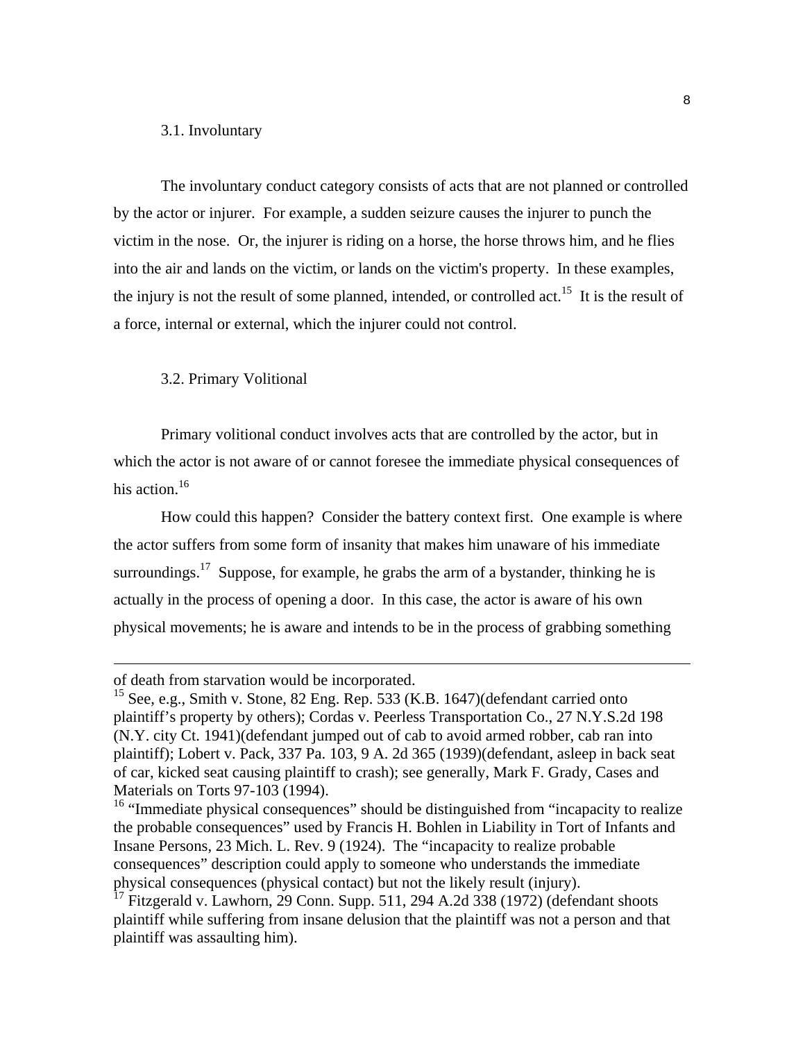### 3.1. Involuntary

The involuntary conduct category consists of acts that are not planned or controlled by the actor or injurer. For example, a sudden seizure causes the injurer to punch the victim in the nose. Or, the injurer is riding on a horse, the horse throws him, and he flies into the air and lands on the victim, or lands on the victim's property. In these examples, the injury is not the result of some planned, intended, or controlled act.[15] It is the result of a force, internal or external, which the injurer could not control.

### 3.2. Primary Volitional

Primary volitional conduct involves acts that are controlled by the actor, but in which the actor is not aware of or cannot foresee the immediate physical consequences of his action.[16]

How could this happen? Consider the battery context first. One example is where the actor suffers from some form of insanity that makes him unaware of his immediate surroundings.[17] Suppose, for example, he grabs the arm of a bystander, thinking he is actually in the process of opening a door. In this case, the actor is aware of his own physical movements; he is aware and intends to be in the process of grabbing something

---

of death from starvation would be incorporated.

[15] See, e.g., Smith v. Stone, 82 Eng. Rep. 533 (K.B. 1647)(defendant carried onto plaintiff's property by others); Cordas v. Peerless Transportation Co., 27 N.Y.S.2d 198 (N.Y. city Ct. 1941)(defendant jumped out of cab to avoid armed robber, cab ran into plaintiff); Lobert v. Pack, 337 Pa. 103, 9 A. 2d 365 (1939)(defendant, asleep in back seat of car, kicked seat causing plaintiff to crash); see generally, Mark F. Grady, Cases and Materials on Torts 97-103 (1994).

[16] "Immediate physical consequences" should be distinguished from "incapacity to realize the probable consequences" used by Francis H. Bohlen in Liability in Tort of Infants and Insane Persons, 23 Mich. L. Rev. 9 (1924). The "incapacity to realize probable consequences" description could apply to someone who understands the immediate physical consequences (physical contact) but not the likely result (injury).

[17] Fitzgerald v. Lawhorn, 29 Conn. Supp. 511, 294 A.2d 338 (1972) (defendant shoots plaintiff while suffering from insane delusion that the plaintiff was not a person and that plaintiff was assaulting him).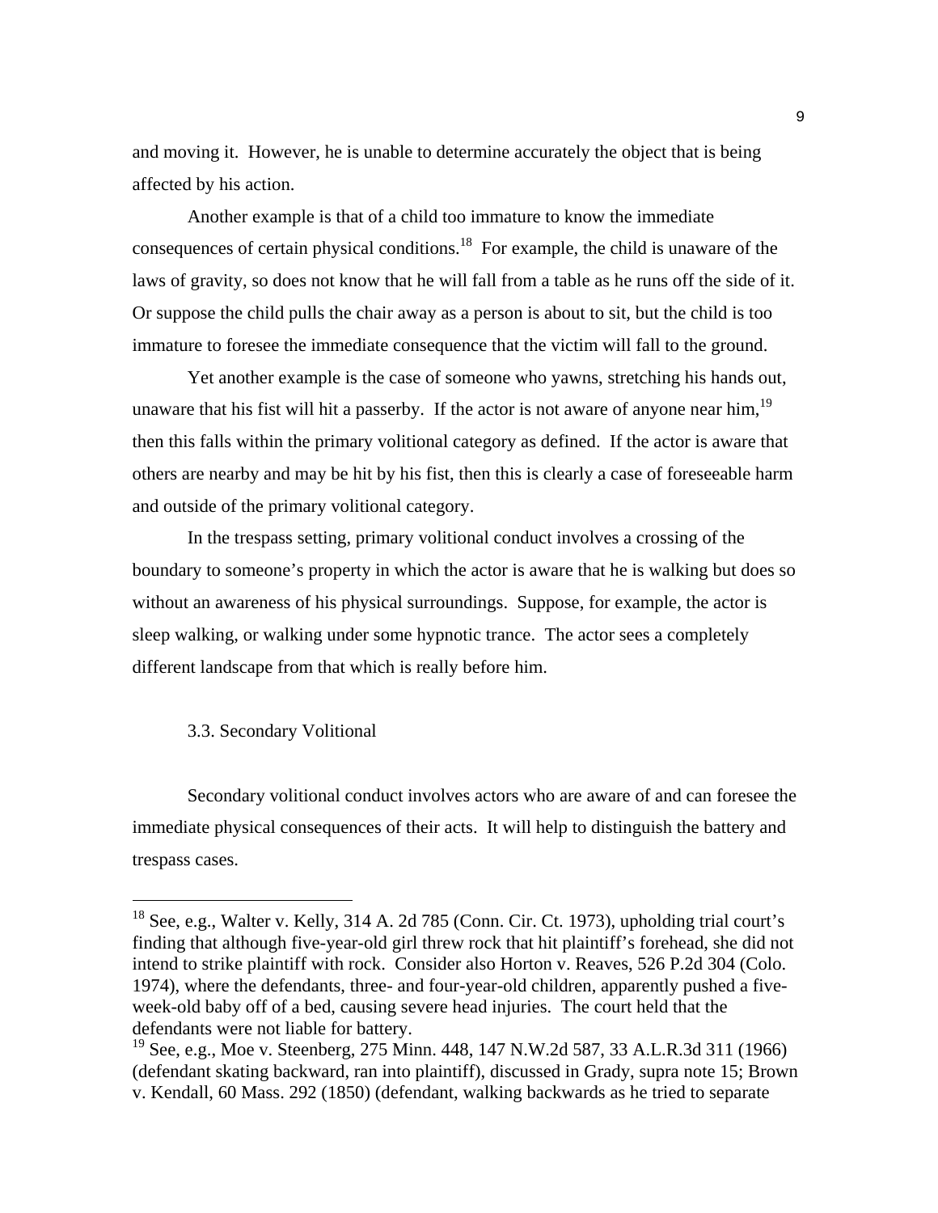and moving it. However, he is unable to determine accurately the object that is being affected by his action.

Another example is that of a child too immature to know the immediate consequences of certain physical conditions.[18] For example, the child is unaware of the laws of gravity, so does not know that he will fall from a table as he runs off the side of it. Or suppose the child pulls the chair away as a person is about to sit, but the child is too immature to foresee the immediate consequence that the victim will fall to the ground.

Yet another example is the case of someone who yawns, stretching his hands out, unaware that his fist will hit a passerby. If the actor is not aware of anyone near him,[19] then this falls within the primary volitional category as defined. If the actor is aware that others are nearby and may be hit by his fist, then this is clearly a case of foreseeable harm and outside of the primary volitional category.

In the trespass setting, primary volitional conduct involves a crossing of the boundary to someone's property in which the actor is aware that he is walking but does so without an awareness of his physical surroundings. Suppose, for example, the actor is sleep walking, or walking under some hypnotic trance. The actor sees a completely different landscape from that which is really before him.

### 3.3. Secondary Volitional

Secondary volitional conduct involves actors who are aware of and can foresee the immediate physical consequences of their acts. It will help to distinguish the battery and trespass cases.

---

[18] See, e.g., Walter v. Kelly, 314 A. 2d 785 (Conn. Cir. Ct. 1973), upholding trial court's finding that although five-year-old girl threw rock that hit plaintiff's forehead, she did not intend to strike plaintiff with rock. Consider also Horton v. Reaves, 526 P.2d 304 (Colo. 1974), where the defendants, three- and four-year-old children, apparently pushed a five-week-old baby off of a bed, causing severe head injuries. The court held that the defendants were not liable for battery.

[19] See, e.g., Moe v. Steenberg, 275 Minn. 448, 147 N.W.2d 587, 33 A.L.R.3d 311 (1966) (defendant skating backward, ran into plaintiff), discussed in Grady, supra note 15; Brown v. Kendall, 60 Mass. 292 (1850) (defendant, walking backwards as he tried to separate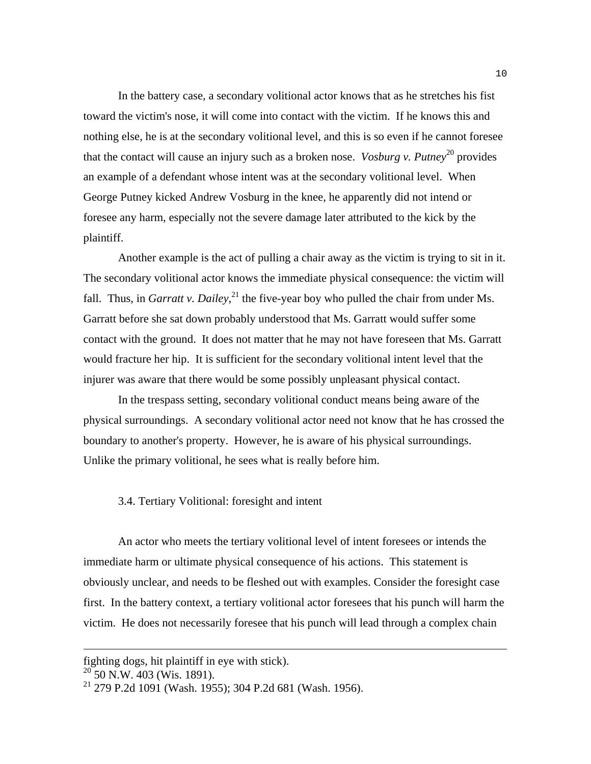In the battery case, a secondary volitional actor knows that as he stretches his fist toward the victim's nose, it will come into contact with the victim. If he knows this and nothing else, he is at the secondary volitional level, and this is so even if he cannot foresee that the contact will cause an injury such as a broken nose. *Vosburg v. Putney*[20] provides an example of a defendant whose intent was at the secondary volitional level. When George Putney kicked Andrew Vosburg in the knee, he apparently did not intend or foresee any harm, especially not the severe damage later attributed to the kick by the plaintiff.

Another example is the act of pulling a chair away as the victim is trying to sit in it. The secondary volitional actor knows the immediate physical consequence: the victim will fall. Thus, in *Garratt v. Dailey*,[21] the five-year boy who pulled the chair from under Ms. Garratt before she sat down probably understood that Ms. Garratt would suffer some contact with the ground. It does not matter that he may not have foreseen that Ms. Garratt would fracture her hip. It is sufficient for the secondary volitional intent level that the injurer was aware that there would be some possibly unpleasant physical contact.

In the trespass setting, secondary volitional conduct means being aware of the physical surroundings. A secondary volitional actor need not know that he has crossed the boundary to another's property. However, he is aware of his physical surroundings. Unlike the primary volitional, he sees what is really before him.

### 3.4. Tertiary Volitional: foresight and intent

An actor who meets the tertiary volitional level of intent foresees or intends the immediate harm or ultimate physical consequence of his actions. This statement is obviously unclear, and needs to be fleshed out with examples. Consider the foresight case first. In the battery context, a tertiary volitional actor foresees that his punch will harm the victim. He does not necessarily foresee that his punch will lead through a complex chain

---

fighting dogs, hit plaintiff in eye with stick).

[20] 50 N.W. 403 (Wis. 1891).

[21] 279 P.2d 1091 (Wash. 1955); 304 P.2d 681 (Wash. 1956).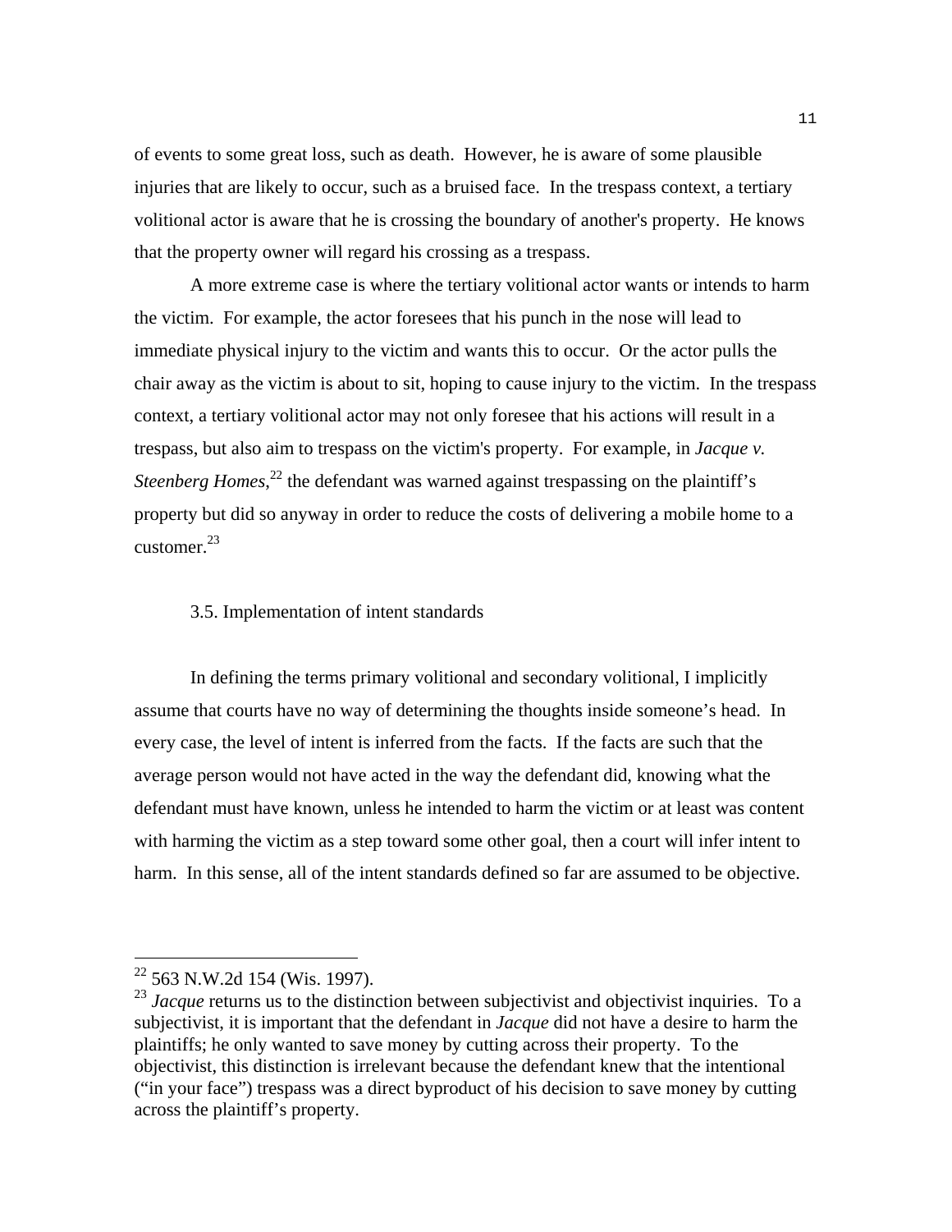of events to some great loss, such as death. However, he is aware of some plausible injuries that are likely to occur, such as a bruised face. In the trespass context, a tertiary volitional actor is aware that he is crossing the boundary of another's property. He knows that the property owner will regard his crossing as a trespass.

A more extreme case is where the tertiary volitional actor wants or intends to harm the victim. For example, the actor foresees that his punch in the nose will lead to immediate physical injury to the victim and wants this to occur. Or the actor pulls the chair away as the victim is about to sit, hoping to cause injury to the victim. In the trespass context, a tertiary volitional actor may not only foresee that his actions will result in a trespass, but also aim to trespass on the victim's property. For example, in *Jacque v. Steenberg Homes*,[22] the defendant was warned against trespassing on the plaintiff's property but did so anyway in order to reduce the costs of delivering a mobile home to a customer.[23]

### 3.5. Implementation of intent standards

In defining the terms primary volitional and secondary volitional, I implicitly assume that courts have no way of determining the thoughts inside someone's head. In every case, the level of intent is inferred from the facts. If the facts are such that the average person would not have acted in the way the defendant did, knowing what the defendant must have known, unless he intended to harm the victim or at least was content with harming the victim as a step toward some other goal, then a court will infer intent to harm. In this sense, all of the intent standards defined so far are assumed to be objective.

---

[22] 563 N.W.2d 154 (Wis. 1997).

[23] *Jacque* returns us to the distinction between subjectivist and objectivist inquiries. To a subjectivist, it is important that the defendant in *Jacque* did not have a desire to harm the plaintiffs; he only wanted to save money by cutting across their property. To the objectivist, this distinction is irrelevant because the defendant knew that the intentional ("in your face") trespass was a direct byproduct of his decision to save money by cutting across the plaintiff's property.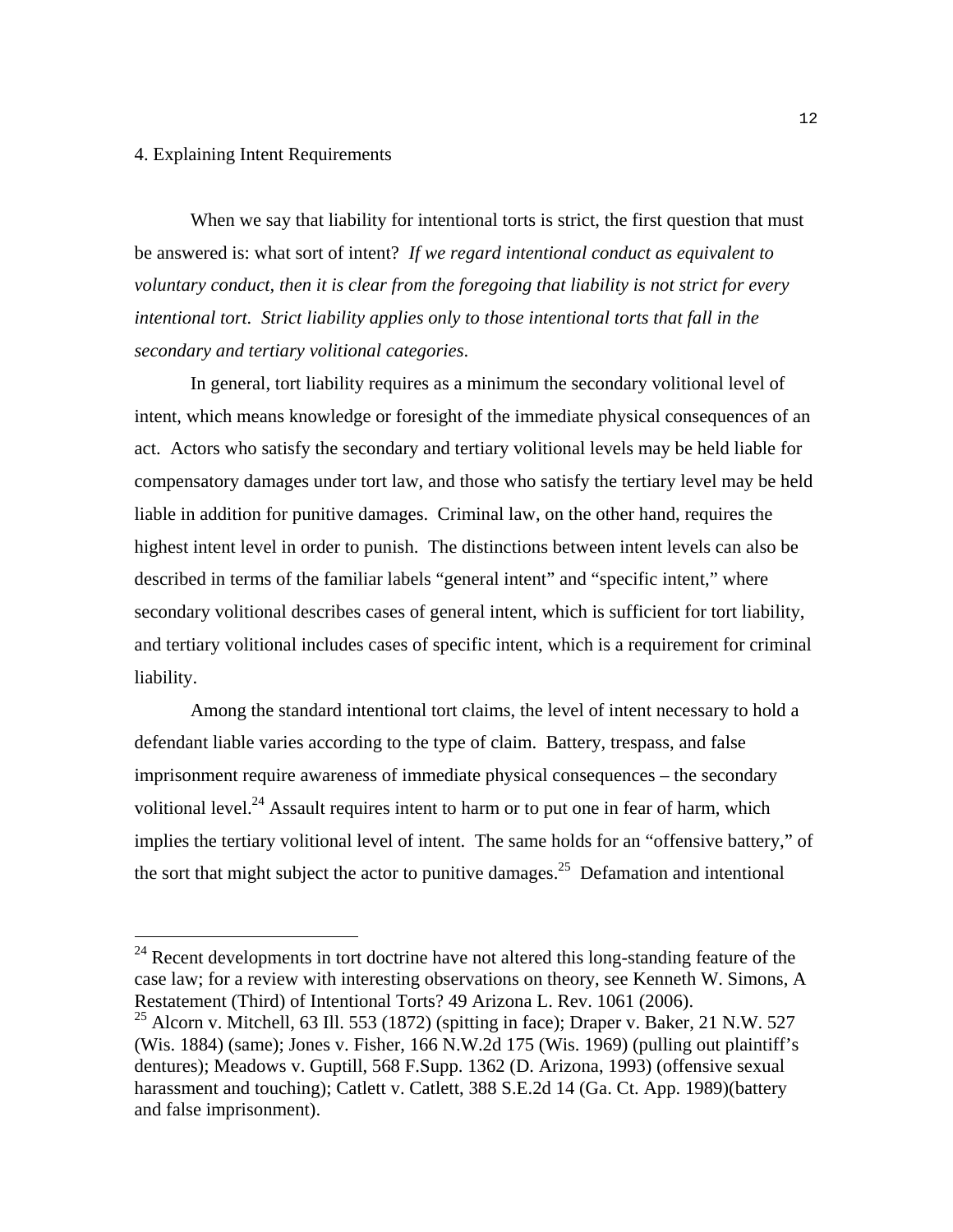### 4. Explaining Intent Requirements

When we say that liability for intentional torts is strict, the first question that must be answered is: what sort of intent? *If we regard intentional conduct as equivalent to voluntary conduct, then it is clear from the foregoing that liability is not strict for every intentional tort. Strict liability applies only to those intentional torts that fall in the secondary and tertiary volitional categories.*

In general, tort liability requires as a minimum the secondary volitional level of intent, which means knowledge or foresight of the immediate physical consequences of an act. Actors who satisfy the secondary and tertiary volitional levels may be held liable for compensatory damages under tort law, and those who satisfy the tertiary level may be held liable in addition for punitive damages. Criminal law, on the other hand, requires the highest intent level in order to punish. The distinctions between intent levels can also be described in terms of the familiar labels "general intent" and "specific intent," where secondary volitional describes cases of general intent, which is sufficient for tort liability, and tertiary volitional includes cases of specific intent, which is a requirement for criminal liability.

Among the standard intentional tort claims, the level of intent necessary to hold a defendant liable varies according to the type of claim. Battery, trespass, and false imprisonment require awareness of immediate physical consequences – the secondary volitional level.[24] Assault requires intent to harm or to put one in fear of harm, which implies the tertiary volitional level of intent. The same holds for an "offensive battery," of the sort that might subject the actor to punitive damages.[25] Defamation and intentional

---

[24] Recent developments in tort doctrine have not altered this long-standing feature of the case law; for a review with interesting observations on theory, see Kenneth W. Simons, A Restatement (Third) of Intentional Torts? 49 Arizona L. Rev. 1061 (2006).

[25] Alcorn v. Mitchell, 63 Ill. 553 (1872) (spitting in face); Draper v. Baker, 21 N.W. 527 (Wis. 1884) (same); Jones v. Fisher, 166 N.W.2d 175 (Wis. 1969) (pulling out plaintiff's dentures); Meadows v. Guptill, 568 F.Supp. 1362 (D. Arizona, 1993) (offensive sexual harassment and touching); Catlett v. Catlett, 388 S.E.2d 14 (Ga. Ct. App. 1989)(battery and false imprisonment).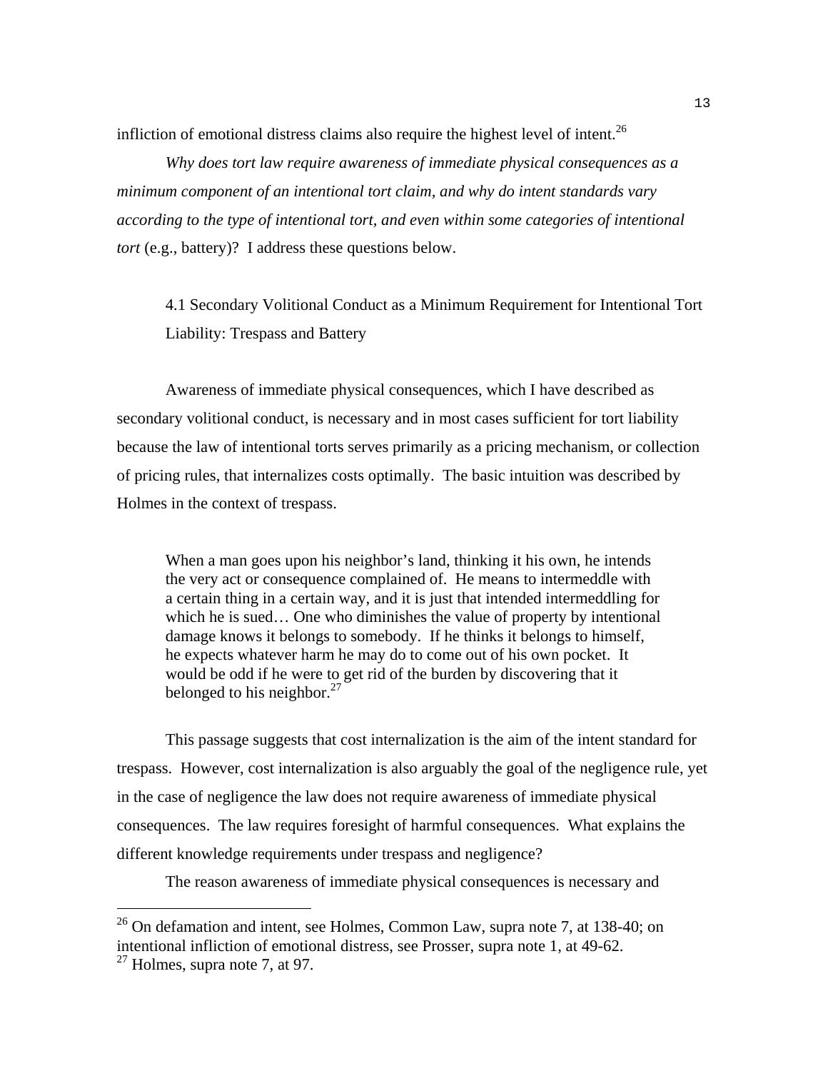infliction of emotional distress claims also require the highest level of intent.[26]

*Why does tort law require awareness of immediate physical consequences as a minimum component of an intentional tort claim, and why do intent standards vary according to the type of intentional tort, and even within some categories of intentional tort* (e.g., battery)? I address these questions below.

### 4.1 Secondary Volitional Conduct as a Minimum Requirement for Intentional Tort Liability: Trespass and Battery

Awareness of immediate physical consequences, which I have described as secondary volitional conduct, is necessary and in most cases sufficient for tort liability because the law of intentional torts serves primarily as a pricing mechanism, or collection of pricing rules, that internalizes costs optimally. The basic intuition was described by Holmes in the context of trespass.

> When a man goes upon his neighbor's land, thinking it his own, he intends the very act or consequence complained of. He means to intermeddle with a certain thing in a certain way, and it is just that intended intermeddling for which he is sued… One who diminishes the value of property by intentional damage knows it belongs to somebody. If he thinks it belongs to himself, he expects whatever harm he may do to come out of his own pocket. It would be odd if he were to get rid of the burden by discovering that it belonged to his neighbor.[27]

This passage suggests that cost internalization is the aim of the intent standard for trespass. However, cost internalization is also arguably the goal of the negligence rule, yet in the case of negligence the law does not require awareness of immediate physical consequences. The law requires foresight of harmful consequences. What explains the different knowledge requirements under trespass and negligence?

The reason awareness of immediate physical consequences is necessary and

---

[26] On defamation and intent, see Holmes, Common Law, supra note 7, at 138-40; on intentional infliction of emotional distress, see Prosser, supra note 1, at 49-62.

[27] Holmes, supra note 7, at 97.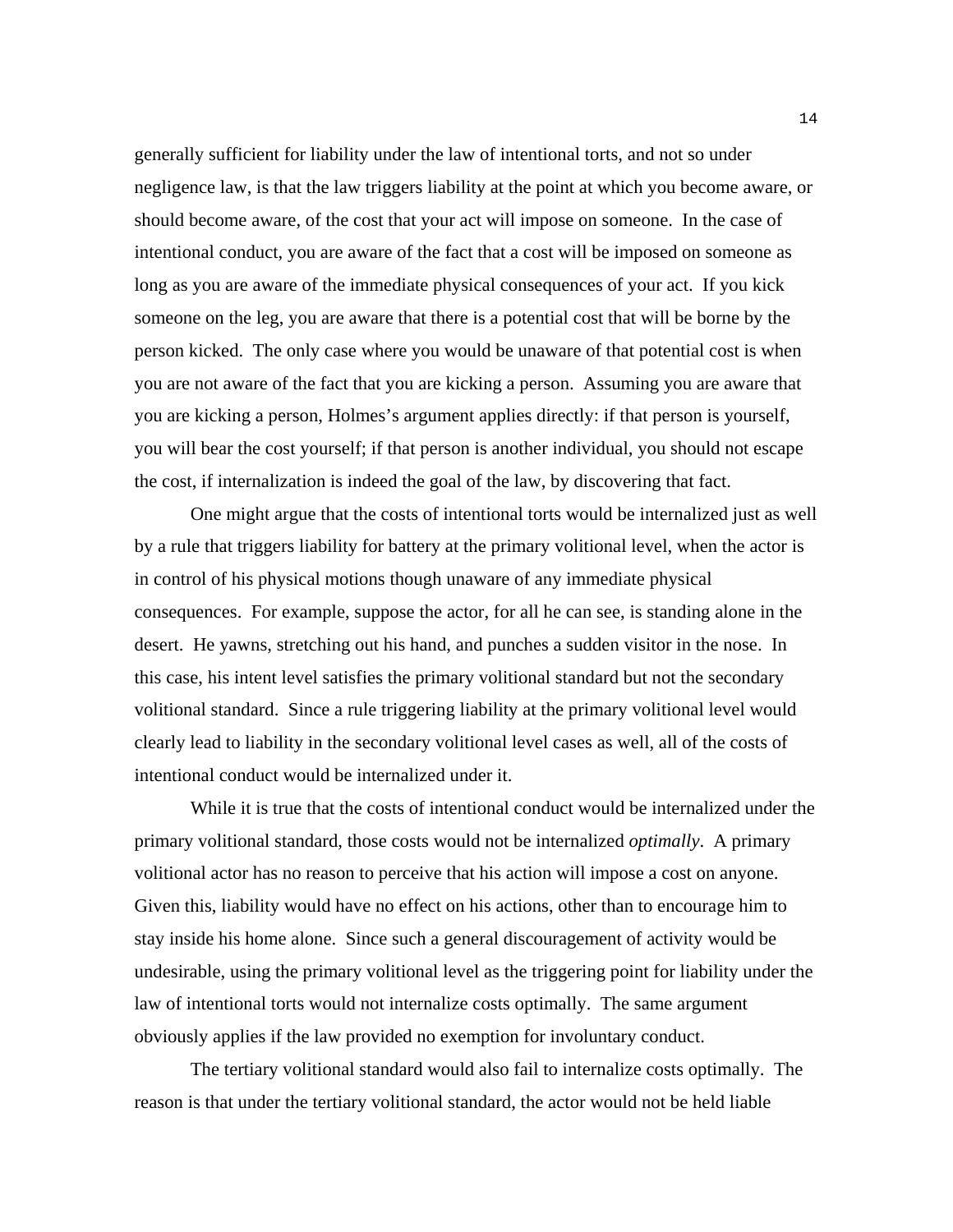generally sufficient for liability under the law of intentional torts, and not so under negligence law, is that the law triggers liability at the point at which you become aware, or should become aware, of the cost that your act will impose on someone. In the case of intentional conduct, you are aware of the fact that a cost will be imposed on someone as long as you are aware of the immediate physical consequences of your act. If you kick someone on the leg, you are aware that there is a potential cost that will be borne by the person kicked. The only case where you would be unaware of that potential cost is when you are not aware of the fact that you are kicking a person. Assuming you are aware that you are kicking a person, Holmes's argument applies directly: if that person is yourself, you will bear the cost yourself; if that person is another individual, you should not escape the cost, if internalization is indeed the goal of the law, by discovering that fact.

One might argue that the costs of intentional torts would be internalized just as well by a rule that triggers liability for battery at the primary volitional level, when the actor is in control of his physical motions though unaware of any immediate physical consequences. For example, suppose the actor, for all he can see, is standing alone in the desert. He yawns, stretching out his hand, and punches a sudden visitor in the nose. In this case, his intent level satisfies the primary volitional standard but not the secondary volitional standard. Since a rule triggering liability at the primary volitional level would clearly lead to liability in the secondary volitional level cases as well, all of the costs of intentional conduct would be internalized under it.

While it is true that the costs of intentional conduct would be internalized under the primary volitional standard, those costs would not be internalized *optimally*. A primary volitional actor has no reason to perceive that his action will impose a cost on anyone. Given this, liability would have no effect on his actions, other than to encourage him to stay inside his home alone. Since such a general discouragement of activity would be undesirable, using the primary volitional level as the triggering point for liability under the law of intentional torts would not internalize costs optimally. The same argument obviously applies if the law provided no exemption for involuntary conduct.

The tertiary volitional standard would also fail to internalize costs optimally. The reason is that under the tertiary volitional standard, the actor would not be held liable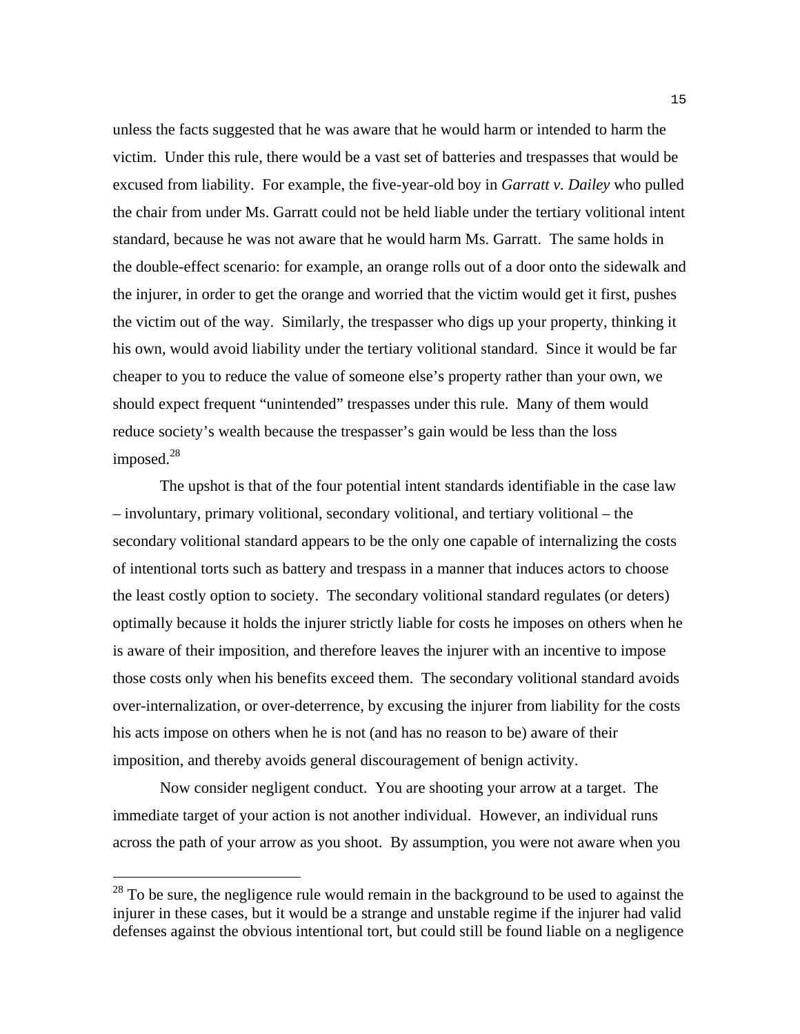unless the facts suggested that he was aware that he would harm or intended to harm the victim. Under this rule, there would be a vast set of batteries and trespasses that would be excused from liability. For example, the five-year-old boy in *Garratt v. Dailey* who pulled the chair from under Ms. Garratt could not be held liable under the tertiary volitional intent standard, because he was not aware that he would harm Ms. Garratt. The same holds in the double-effect scenario: for example, an orange rolls out of a door onto the sidewalk and the injurer, in order to get the orange and worried that the victim would get it first, pushes the victim out of the way. Similarly, the trespasser who digs up your property, thinking it his own, would avoid liability under the tertiary volitional standard. Since it would be far cheaper to you to reduce the value of someone else's property rather than your own, we should expect frequent "unintended" trespasses under this rule. Many of them would reduce society's wealth because the trespasser's gain would be less than the loss imposed.[28]

The upshot is that of the four potential intent standards identifiable in the case law – involuntary, primary volitional, secondary volitional, and tertiary volitional – the secondary volitional standard appears to be the only one capable of internalizing the costs of intentional torts such as battery and trespass in a manner that induces actors to choose the least costly option to society. The secondary volitional standard regulates (or deters) optimally because it holds the injurer strictly liable for costs he imposes on others when he is aware of their imposition, and therefore leaves the injurer with an incentive to impose those costs only when his benefits exceed them. The secondary volitional standard avoids over-internalization, or over-deterrence, by excusing the injurer from liability for the costs his acts impose on others when he is not (and has no reason to be) aware of their imposition, and thereby avoids general discouragement of benign activity.

Now consider negligent conduct. You are shooting your arrow at a target. The immediate target of your action is not another individual. However, an individual runs across the path of your arrow as you shoot. By assumption, you were not aware when you

[28] To be sure, the negligence rule would remain in the background to be used to against the injurer in these cases, but it would be a strange and unstable regime if the injurer had valid defenses against the obvious intentional tort, but could still be found liable on a negligence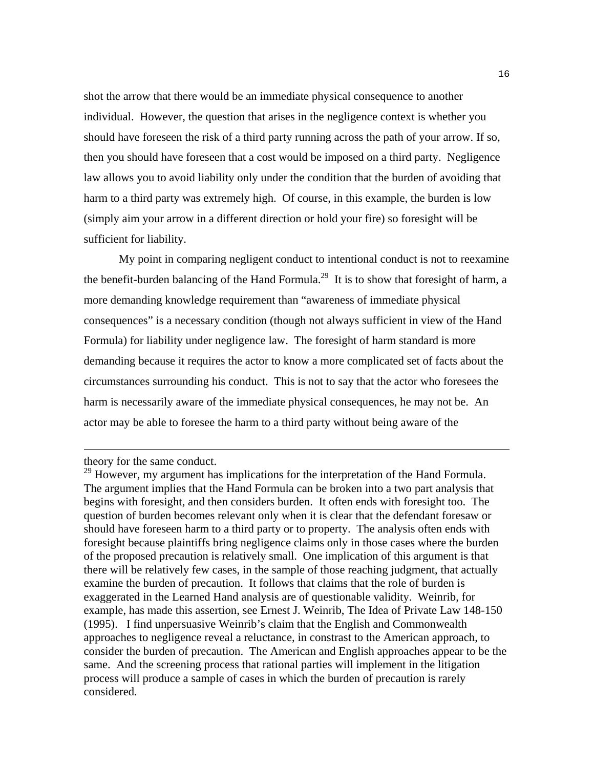shot the arrow that there would be an immediate physical consequence to another individual. However, the question that arises in the negligence context is whether you should have foreseen the risk of a third party running across the path of your arrow. If so, then you should have foreseen that a cost would be imposed on a third party. Negligence law allows you to avoid liability only under the condition that the burden of avoiding that harm to a third party was extremely high. Of course, in this example, the burden is low (simply aim your arrow in a different direction or hold your fire) so foresight will be sufficient for liability.

My point in comparing negligent conduct to intentional conduct is not to reexamine the benefit-burden balancing of the Hand Formula.[29] It is to show that foresight of harm, a more demanding knowledge requirement than "awareness of immediate physical consequences" is a necessary condition (though not always sufficient in view of the Hand Formula) for liability under negligence law. The foresight of harm standard is more demanding because it requires the actor to know a more complicated set of facts about the circumstances surrounding his conduct. This is not to say that the actor who foresees the harm is necessarily aware of the immediate physical consequences, he may not be. An actor may be able to foresee the harm to a third party without being aware of the

---

theory for the same conduct.

[29] However, my argument has implications for the interpretation of the Hand Formula. The argument implies that the Hand Formula can be broken into a two part analysis that begins with foresight, and then considers burden. It often ends with foresight too. The question of burden becomes relevant only when it is clear that the defendant foresaw or should have foreseen harm to a third party or to property. The analysis often ends with foresight because plaintiffs bring negligence claims only in those cases where the burden of the proposed precaution is relatively small. One implication of this argument is that there will be relatively few cases, in the sample of those reaching judgment, that actually examine the burden of precaution. It follows that claims that the role of burden is exaggerated in the Learned Hand analysis are of questionable validity. Weinrib, for example, has made this assertion, see Ernest J. Weinrib, The Idea of Private Law 148-150 (1995). I find unpersuasive Weinrib's claim that the English and Commonwealth approaches to negligence reveal a reluctance, in constrast to the American approach, to consider the burden of precaution. The American and English approaches appear to be the same. And the screening process that rational parties will implement in the litigation process will produce a sample of cases in which the burden of precaution is rarely considered.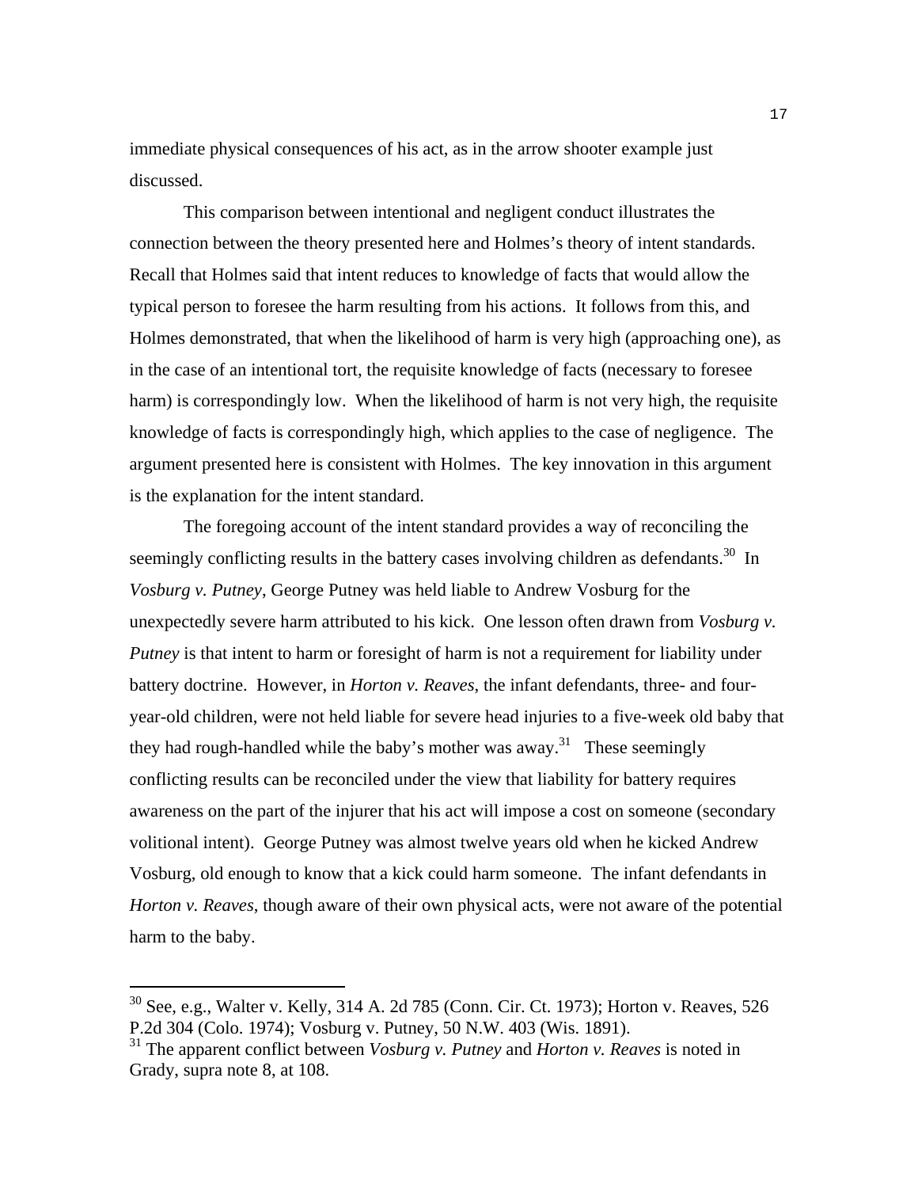immediate physical consequences of his act, as in the arrow shooter example just discussed.

This comparison between intentional and negligent conduct illustrates the connection between the theory presented here and Holmes's theory of intent standards. Recall that Holmes said that intent reduces to knowledge of facts that would allow the typical person to foresee the harm resulting from his actions. It follows from this, and Holmes demonstrated, that when the likelihood of harm is very high (approaching one), as in the case of an intentional tort, the requisite knowledge of facts (necessary to foresee harm) is correspondingly low. When the likelihood of harm is not very high, the requisite knowledge of facts is correspondingly high, which applies to the case of negligence. The argument presented here is consistent with Holmes. The key innovation in this argument is the explanation for the intent standard.

The foregoing account of the intent standard provides a way of reconciling the seemingly conflicting results in the battery cases involving children as defendants.[30] In *Vosburg v. Putney*, George Putney was held liable to Andrew Vosburg for the unexpectedly severe harm attributed to his kick. One lesson often drawn from *Vosburg v. Putney* is that intent to harm or foresight of harm is not a requirement for liability under battery doctrine. However, in *Horton v. Reaves*, the infant defendants, three- and four-year-old children, were not held liable for severe head injuries to a five-week old baby that they had rough-handled while the baby's mother was away.[31] These seemingly conflicting results can be reconciled under the view that liability for battery requires awareness on the part of the injurer that his act will impose a cost on someone (secondary volitional intent). George Putney was almost twelve years old when he kicked Andrew Vosburg, old enough to know that a kick could harm someone. The infant defendants in *Horton v. Reaves*, though aware of their own physical acts, were not aware of the potential harm to the baby.

---

[30] See, e.g., Walter v. Kelly, 314 A. 2d 785 (Conn. Cir. Ct. 1973); Horton v. Reaves, 526 P.2d 304 (Colo. 1974); Vosburg v. Putney, 50 N.W. 403 (Wis. 1891).

[31] The apparent conflict between *Vosburg v. Putney* and *Horton v. Reaves* is noted in Grady, supra note 8, at 108.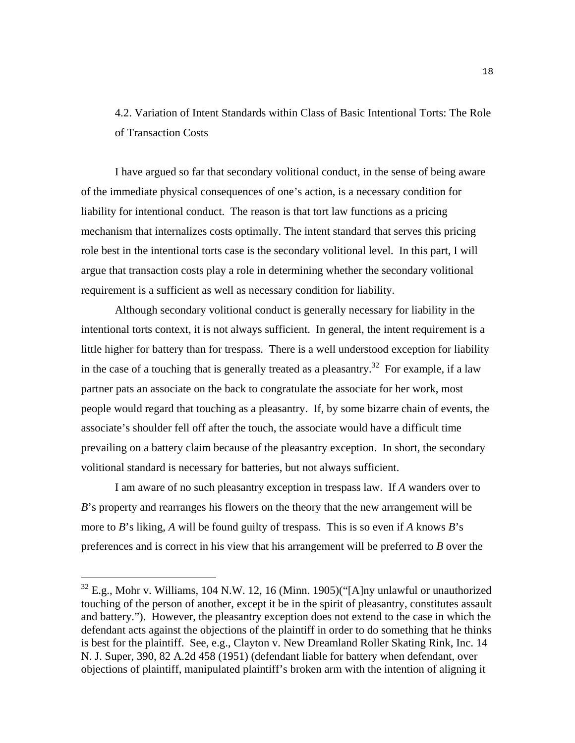## 4.2. Variation of Intent Standards within Class of Basic Intentional Torts: The Role of Transaction Costs

I have argued so far that secondary volitional conduct, in the sense of being aware of the immediate physical consequences of one's action, is a necessary condition for liability for intentional conduct. The reason is that tort law functions as a pricing mechanism that internalizes costs optimally. The intent standard that serves this pricing role best in the intentional torts case is the secondary volitional level. In this part, I will argue that transaction costs play a role in determining whether the secondary volitional requirement is a sufficient as well as necessary condition for liability.

Although secondary volitional conduct is generally necessary for liability in the intentional torts context, it is not always sufficient. In general, the intent requirement is a little higher for battery than for trespass. There is a well understood exception for liability in the case of a touching that is generally treated as a pleasantry.[32] For example, if a law partner pats an associate on the back to congratulate the associate for her work, most people would regard that touching as a pleasantry. If, by some bizarre chain of events, the associate's shoulder fell off after the touch, the associate would have a difficult time prevailing on a battery claim because of the pleasantry exception. In short, the secondary volitional standard is necessary for batteries, but not always sufficient.

I am aware of no such pleasantry exception in trespass law. If *A* wanders over to *B*'s property and rearranges his flowers on the theory that the new arrangement will be more to *B*'s liking, *A* will be found guilty of trespass. This is so even if *A* knows *B*'s preferences and is correct in his view that his arrangement will be preferred to *B* over the

---

[32] E.g., Mohr v. Williams, 104 N.W. 12, 16 (Minn. 1905)("[A]ny unlawful or unauthorized touching of the person of another, except it be in the spirit of pleasantry, constitutes assault and battery."). However, the pleasantry exception does not extend to the case in which the defendant acts against the objections of the plaintiff in order to do something that he thinks is best for the plaintiff. See, e.g., Clayton v. New Dreamland Roller Skating Rink, Inc. 14 N. J. Super, 390, 82 A.2d 458 (1951) (defendant liable for battery when defendant, over objections of plaintiff, manipulated plaintiff's broken arm with the intention of aligning it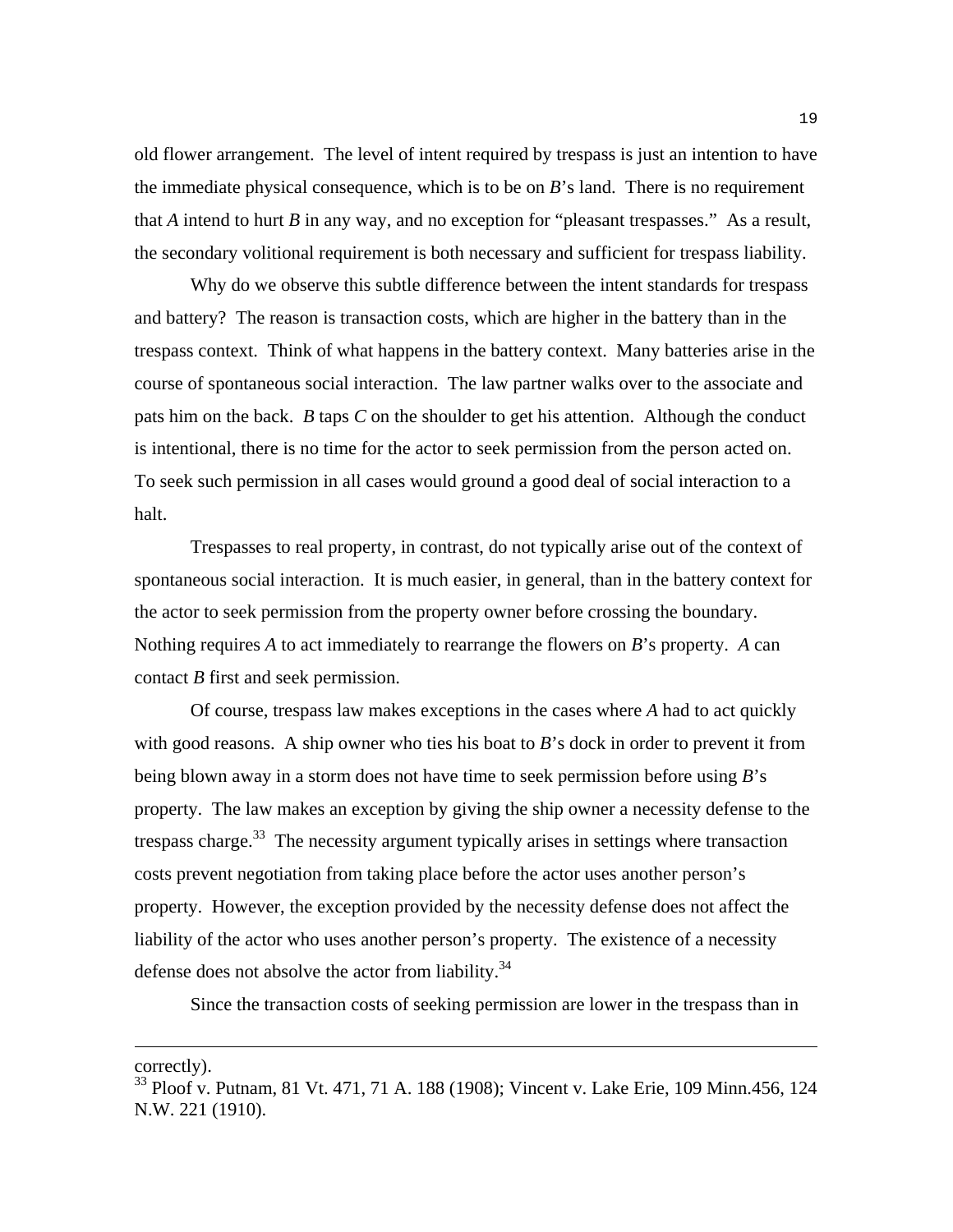old flower arrangement. The level of intent required by trespass is just an intention to have the immediate physical consequence, which is to be on *B*'s land. There is no requirement that *A* intend to hurt *B* in any way, and no exception for "pleasant trespasses." As a result, the secondary volitional requirement is both necessary and sufficient for trespass liability.

Why do we observe this subtle difference between the intent standards for trespass and battery? The reason is transaction costs, which are higher in the battery than in the trespass context. Think of what happens in the battery context. Many batteries arise in the course of spontaneous social interaction. The law partner walks over to the associate and pats him on the back. *B* taps *C* on the shoulder to get his attention. Although the conduct is intentional, there is no time for the actor to seek permission from the person acted on. To seek such permission in all cases would ground a good deal of social interaction to a halt.

Trespasses to real property, in contrast, do not typically arise out of the context of spontaneous social interaction. It is much easier, in general, than in the battery context for the actor to seek permission from the property owner before crossing the boundary. Nothing requires *A* to act immediately to rearrange the flowers on *B*'s property. *A* can contact *B* first and seek permission.

Of course, trespass law makes exceptions in the cases where *A* had to act quickly with good reasons. A ship owner who ties his boat to *B*'s dock in order to prevent it from being blown away in a storm does not have time to seek permission before using *B*'s property. The law makes an exception by giving the ship owner a necessity defense to the trespass charge.[33] The necessity argument typically arises in settings where transaction costs prevent negotiation from taking place before the actor uses another person's property. However, the exception provided by the necessity defense does not affect the liability of the actor who uses another person's property. The existence of a necessity defense does not absolve the actor from liability.[34]

Since the transaction costs of seeking permission are lower in the trespass than in

---

correctly).

[33] Ploof v. Putnam, 81 Vt. 471, 71 A. 188 (1908); Vincent v. Lake Erie, 109 Minn.456, 124 N.W. 221 (1910).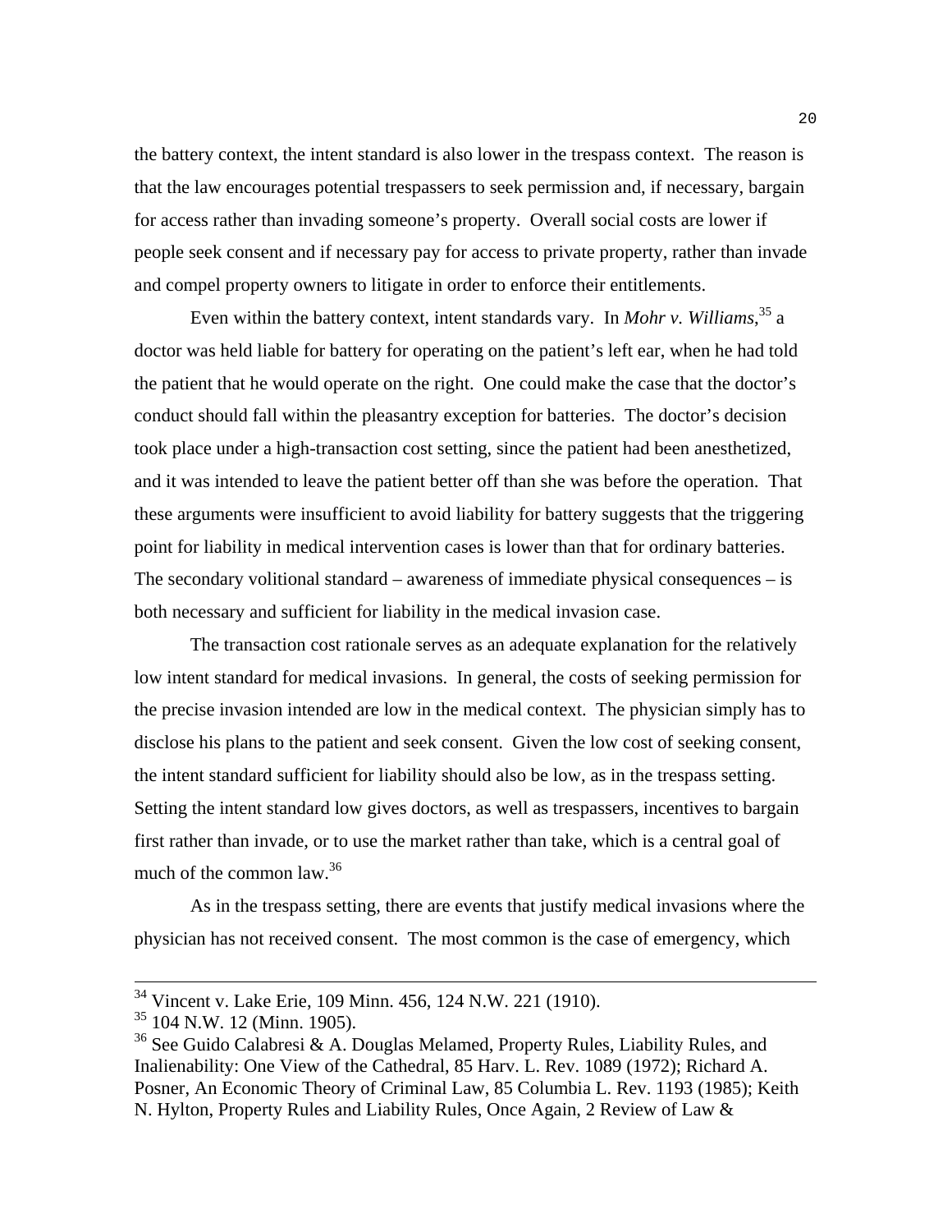the battery context, the intent standard is also lower in the trespass context. The reason is that the law encourages potential trespassers to seek permission and, if necessary, bargain for access rather than invading someone's property. Overall social costs are lower if people seek consent and if necessary pay for access to private property, rather than invade and compel property owners to litigate in order to enforce their entitlements.

Even within the battery context, intent standards vary. In *Mohr v. Williams*,[35] a doctor was held liable for battery for operating on the patient's left ear, when he had told the patient that he would operate on the right. One could make the case that the doctor's conduct should fall within the pleasantry exception for batteries. The doctor's decision took place under a high-transaction cost setting, since the patient had been anesthetized, and it was intended to leave the patient better off than she was before the operation. That these arguments were insufficient to avoid liability for battery suggests that the triggering point for liability in medical intervention cases is lower than that for ordinary batteries. The secondary volitional standard – awareness of immediate physical consequences – is both necessary and sufficient for liability in the medical invasion case.

The transaction cost rationale serves as an adequate explanation for the relatively low intent standard for medical invasions. In general, the costs of seeking permission for the precise invasion intended are low in the medical context. The physician simply has to disclose his plans to the patient and seek consent. Given the low cost of seeking consent, the intent standard sufficient for liability should also be low, as in the trespass setting. Setting the intent standard low gives doctors, as well as trespassers, incentives to bargain first rather than invade, or to use the market rather than take, which is a central goal of much of the common law.[36]

As in the trespass setting, there are events that justify medical invasions where the physician has not received consent. The most common is the case of emergency, which

---

[34] Vincent v. Lake Erie, 109 Minn. 456, 124 N.W. 221 (1910).

[35] 104 N.W. 12 (Minn. 1905).

[36] See Guido Calabresi & A. Douglas Melamed, Property Rules, Liability Rules, and Inalienability: One View of the Cathedral, 85 Harv. L. Rev. 1089 (1972); Richard A. Posner, An Economic Theory of Criminal Law, 85 Columbia L. Rev. 1193 (1985); Keith N. Hylton, Property Rules and Liability Rules, Once Again, 2 Review of Law &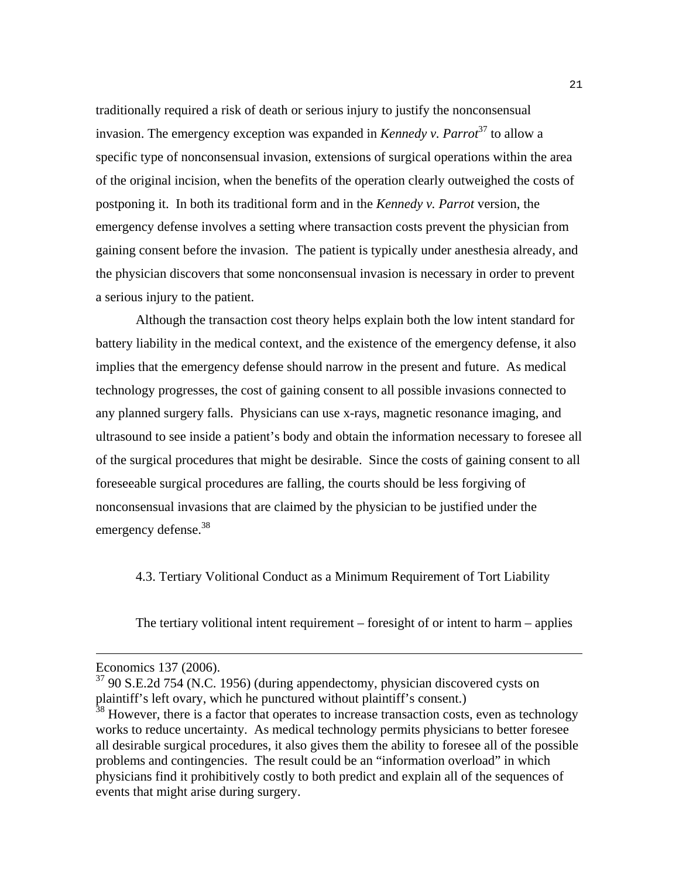traditionally required a risk of death or serious injury to justify the nonconsensual invasion. The emergency exception was expanded in *Kennedy v. Parrot*[37] to allow a specific type of nonconsensual invasion, extensions of surgical operations within the area of the original incision, when the benefits of the operation clearly outweighed the costs of postponing it. In both its traditional form and in the *Kennedy v. Parrot* version, the emergency defense involves a setting where transaction costs prevent the physician from gaining consent before the invasion. The patient is typically under anesthesia already, and the physician discovers that some nonconsensual invasion is necessary in order to prevent a serious injury to the patient.

Although the transaction cost theory helps explain both the low intent standard for battery liability in the medical context, and the existence of the emergency defense, it also implies that the emergency defense should narrow in the present and future. As medical technology progresses, the cost of gaining consent to all possible invasions connected to any planned surgery falls. Physicians can use x-rays, magnetic resonance imaging, and ultrasound to see inside a patient's body and obtain the information necessary to foresee all of the surgical procedures that might be desirable. Since the costs of gaining consent to all foreseeable surgical procedures are falling, the courts should be less forgiving of nonconsensual invasions that are claimed by the physician to be justified under the emergency defense.[38]

### 4.3. Tertiary Volitional Conduct as a Minimum Requirement of Tort Liability

The tertiary volitional intent requirement – foresight of or intent to harm – applies

---

Economics 137 (2006).

[37] 90 S.E.2d 754 (N.C. 1956) (during appendectomy, physician discovered cysts on plaintiff's left ovary, which he punctured without plaintiff's consent.)

[38] However, there is a factor that operates to increase transaction costs, even as technology works to reduce uncertainty. As medical technology permits physicians to better foresee all desirable surgical procedures, it also gives them the ability to foresee all of the possible problems and contingencies. The result could be an "information overload" in which physicians find it prohibitively costly to both predict and explain all of the sequences of events that might arise during surgery.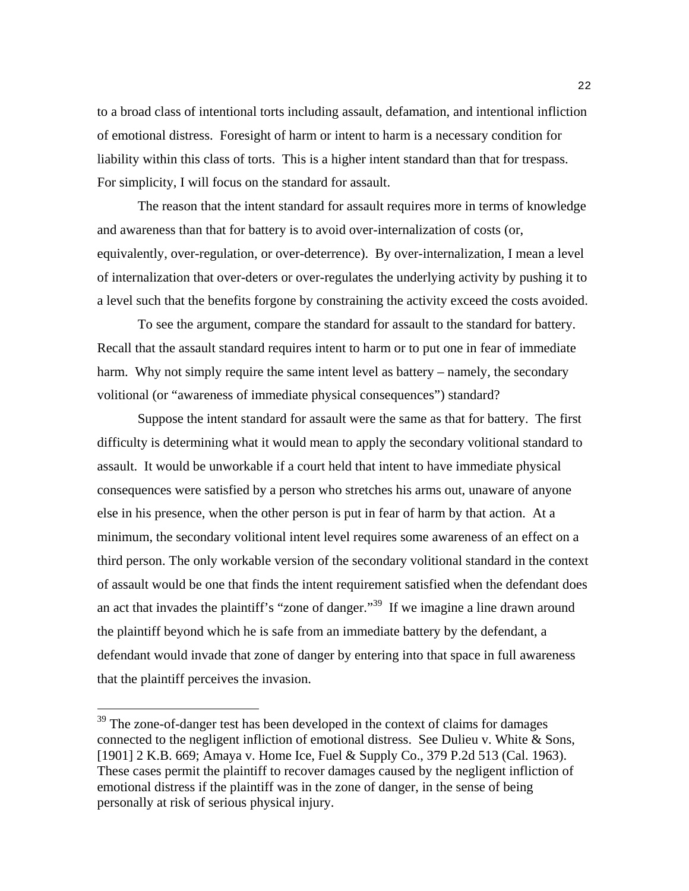to a broad class of intentional torts including assault, defamation, and intentional infliction of emotional distress. Foresight of harm or intent to harm is a necessary condition for liability within this class of torts. This is a higher intent standard than that for trespass. For simplicity, I will focus on the standard for assault.

The reason that the intent standard for assault requires more in terms of knowledge and awareness than that for battery is to avoid over-internalization of costs (or, equivalently, over-regulation, or over-deterrence). By over-internalization, I mean a level of internalization that over-deters or over-regulates the underlying activity by pushing it to a level such that the benefits forgone by constraining the activity exceed the costs avoided.

To see the argument, compare the standard for assault to the standard for battery. Recall that the assault standard requires intent to harm or to put one in fear of immediate harm. Why not simply require the same intent level as battery – namely, the secondary volitional (or "awareness of immediate physical consequences") standard?

Suppose the intent standard for assault were the same as that for battery. The first difficulty is determining what it would mean to apply the secondary volitional standard to assault. It would be unworkable if a court held that intent to have immediate physical consequences were satisfied by a person who stretches his arms out, unaware of anyone else in his presence, when the other person is put in fear of harm by that action. At a minimum, the secondary volitional intent level requires some awareness of an effect on a third person. The only workable version of the secondary volitional standard in the context of assault would be one that finds the intent requirement satisfied when the defendant does an act that invades the plaintiff's "zone of danger."[39] If we imagine a line drawn around the plaintiff beyond which he is safe from an immediate battery by the defendant, a defendant would invade that zone of danger by entering into that space in full awareness that the plaintiff perceives the invasion.

---

[39] The zone-of-danger test has been developed in the context of claims for damages connected to the negligent infliction of emotional distress. See Dulieu v. White & Sons, [1901] 2 K.B. 669; Amaya v. Home Ice, Fuel & Supply Co., 379 P.2d 513 (Cal. 1963). These cases permit the plaintiff to recover damages caused by the negligent infliction of emotional distress if the plaintiff was in the zone of danger, in the sense of being personally at risk of serious physical injury.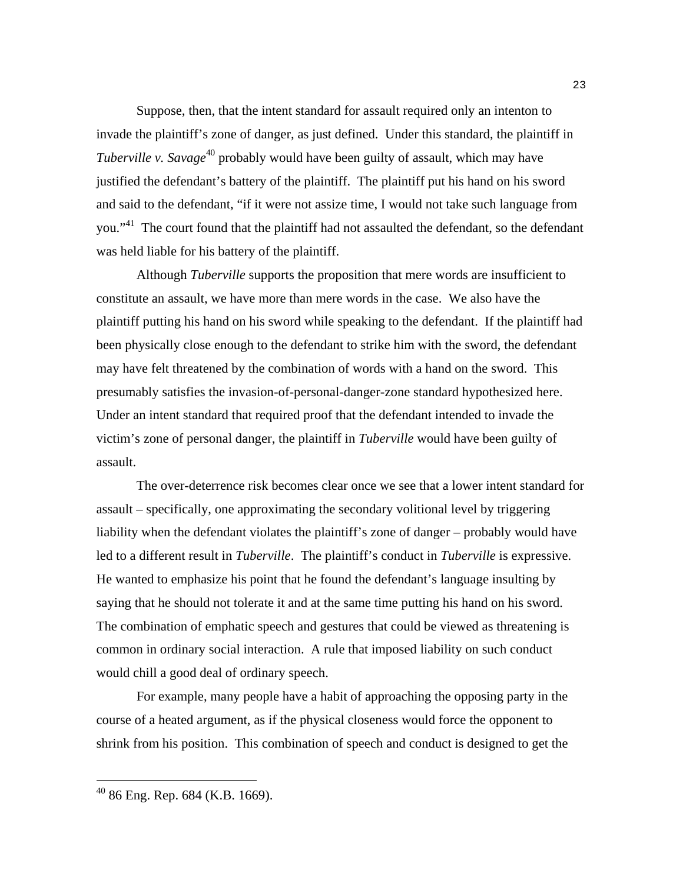Suppose, then, that the intent standard for assault required only an intenton to invade the plaintiff's zone of danger, as just defined. Under this standard, the plaintiff in *Tuberville v. Savage*[40] probably would have been guilty of assault, which may have justified the defendant's battery of the plaintiff. The plaintiff put his hand on his sword and said to the defendant, "if it were not assize time, I would not take such language from you."[41] The court found that the plaintiff had not assaulted the defendant, so the defendant was held liable for his battery of the plaintiff.

Although *Tuberville* supports the proposition that mere words are insufficient to constitute an assault, we have more than mere words in the case. We also have the plaintiff putting his hand on his sword while speaking to the defendant. If the plaintiff had been physically close enough to the defendant to strike him with the sword, the defendant may have felt threatened by the combination of words with a hand on the sword. This presumably satisfies the invasion-of-personal-danger-zone standard hypothesized here. Under an intent standard that required proof that the defendant intended to invade the victim's zone of personal danger, the plaintiff in *Tuberville* would have been guilty of assault.

The over-deterrence risk becomes clear once we see that a lower intent standard for assault – specifically, one approximating the secondary volitional level by triggering liability when the defendant violates the plaintiff's zone of danger – probably would have led to a different result in *Tuberville*. The plaintiff's conduct in *Tuberville* is expressive. He wanted to emphasize his point that he found the defendant's language insulting by saying that he should not tolerate it and at the same time putting his hand on his sword. The combination of emphatic speech and gestures that could be viewed as threatening is common in ordinary social interaction. A rule that imposed liability on such conduct would chill a good deal of ordinary speech.

For example, many people have a habit of approaching the opposing party in the course of a heated argument, as if the physical closeness would force the opponent to shrink from his position. This combination of speech and conduct is designed to get the

---

[40] 86 Eng. Rep. 684 (K.B. 1669).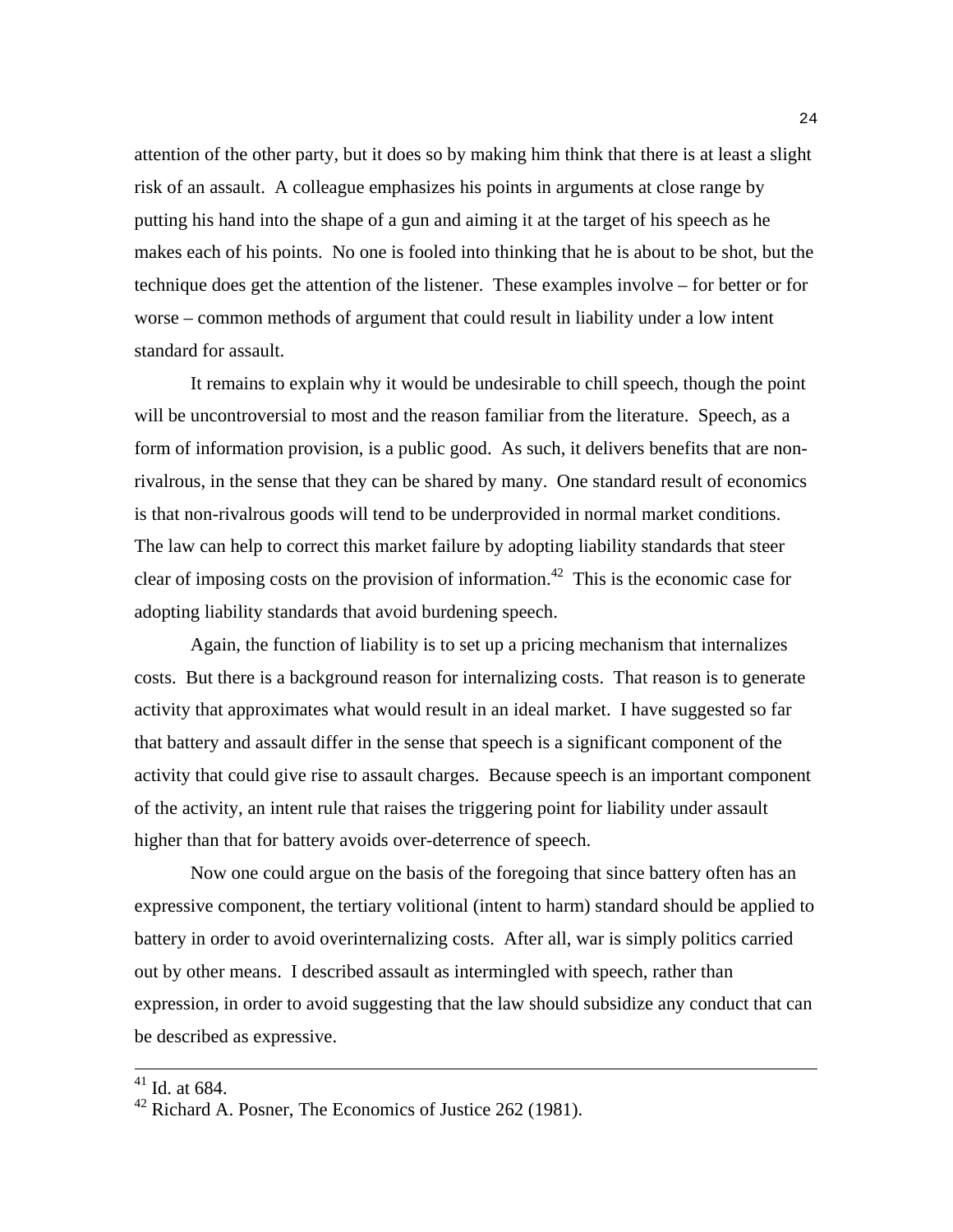attention of the other party, but it does so by making him think that there is at least a slight risk of an assault. A colleague emphasizes his points in arguments at close range by putting his hand into the shape of a gun and aiming it at the target of his speech as he makes each of his points. No one is fooled into thinking that he is about to be shot, but the technique does get the attention of the listener. These examples involve – for better or for worse – common methods of argument that could result in liability under a low intent standard for assault.

It remains to explain why it would be undesirable to chill speech, though the point will be uncontroversial to most and the reason familiar from the literature. Speech, as a form of information provision, is a public good. As such, it delivers benefits that are non-rivalrous, in the sense that they can be shared by many. One standard result of economics is that non-rivalrous goods will tend to be underprovided in normal market conditions. The law can help to correct this market failure by adopting liability standards that steer clear of imposing costs on the provision of information.[42] This is the economic case for adopting liability standards that avoid burdening speech.

Again, the function of liability is to set up a pricing mechanism that internalizes costs. But there is a background reason for internalizing costs. That reason is to generate activity that approximates what would result in an ideal market. I have suggested so far that battery and assault differ in the sense that speech is a significant component of the activity that could give rise to assault charges. Because speech is an important component of the activity, an intent rule that raises the triggering point for liability under assault higher than that for battery avoids over-deterrence of speech.

Now one could argue on the basis of the foregoing that since battery often has an expressive component, the tertiary volitional (intent to harm) standard should be applied to battery in order to avoid overinternalizing costs. After all, war is simply politics carried out by other means. I described assault as intermingled with speech, rather than expression, in order to avoid suggesting that the law should subsidize any conduct that can be described as expressive.

---

[41] Id. at 684.

[42] Richard A. Posner, The Economics of Justice 262 (1981).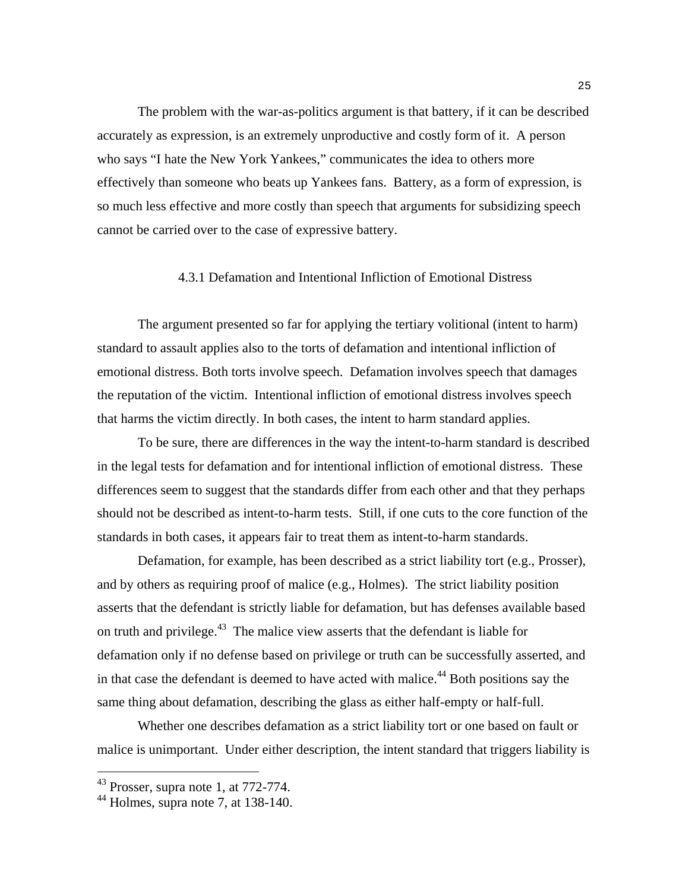The problem with the war-as-politics argument is that battery, if it can be described accurately as expression, is an extremely unproductive and costly form of it. A person who says "I hate the New York Yankees," communicates the idea to others more effectively than someone who beats up Yankees fans. Battery, as a form of expression, is so much less effective and more costly than speech that arguments for subsidizing speech cannot be carried over to the case of expressive battery.

### 4.3.1 Defamation and Intentional Infliction of Emotional Distress

The argument presented so far for applying the tertiary volitional (intent to harm) standard to assault applies also to the torts of defamation and intentional infliction of emotional distress. Both torts involve speech. Defamation involves speech that damages the reputation of the victim. Intentional infliction of emotional distress involves speech that harms the victim directly. In both cases, the intent to harm standard applies.

To be sure, there are differences in the way the intent-to-harm standard is described in the legal tests for defamation and for intentional infliction of emotional distress. These differences seem to suggest that the standards differ from each other and that they perhaps should not be described as intent-to-harm tests. Still, if one cuts to the core function of the standards in both cases, it appears fair to treat them as intent-to-harm standards.

Defamation, for example, has been described as a strict liability tort (e.g., Prosser), and by others as requiring proof of malice (e.g., Holmes). The strict liability position asserts that the defendant is strictly liable for defamation, but has defenses available based on truth and privilege.[43] The malice view asserts that the defendant is liable for defamation only if no defense based on privilege or truth can be successfully asserted, and in that case the defendant is deemed to have acted with malice.[44] Both positions say the same thing about defamation, describing the glass as either half-empty or half-full.

Whether one describes defamation as a strict liability tort or one based on fault or malice is unimportant. Under either description, the intent standard that triggers liability is

---

[43] Prosser, supra note 1, at 772-774.

[44] Holmes, supra note 7, at 138-140.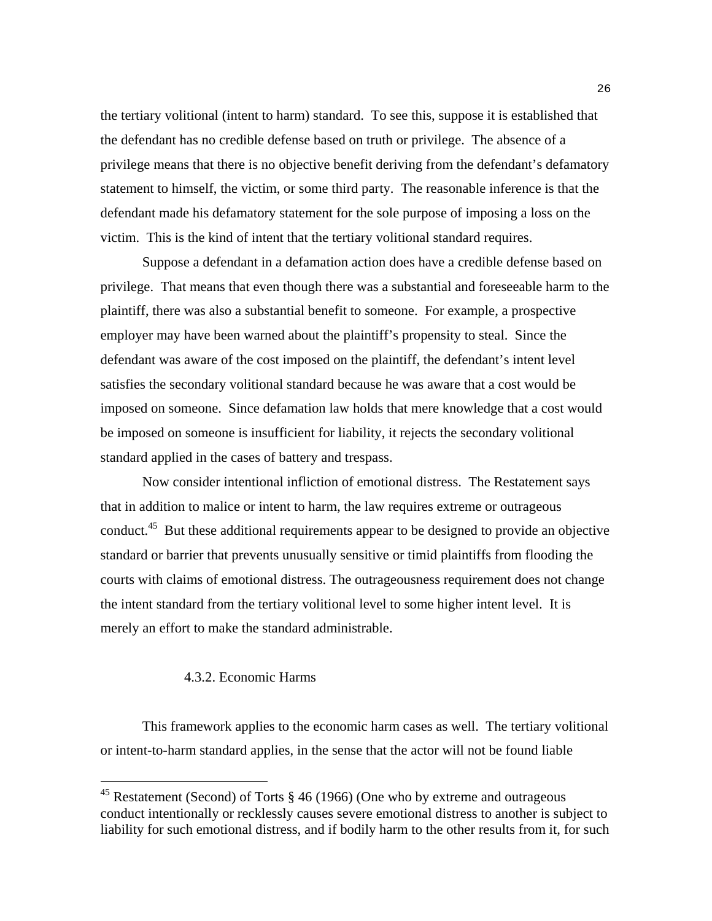the tertiary volitional (intent to harm) standard. To see this, suppose it is established that the defendant has no credible defense based on truth or privilege. The absence of a privilege means that there is no objective benefit deriving from the defendant's defamatory statement to himself, the victim, or some third party. The reasonable inference is that the defendant made his defamatory statement for the sole purpose of imposing a loss on the victim. This is the kind of intent that the tertiary volitional standard requires.

Suppose a defendant in a defamation action does have a credible defense based on privilege. That means that even though there was a substantial and foreseeable harm to the plaintiff, there was also a substantial benefit to someone. For example, a prospective employer may have been warned about the plaintiff's propensity to steal. Since the defendant was aware of the cost imposed on the plaintiff, the defendant's intent level satisfies the secondary volitional standard because he was aware that a cost would be imposed on someone. Since defamation law holds that mere knowledge that a cost would be imposed on someone is insufficient for liability, it rejects the secondary volitional standard applied in the cases of battery and trespass.

Now consider intentional infliction of emotional distress. The Restatement says that in addition to malice or intent to harm, the law requires extreme or outrageous conduct.[45] But these additional requirements appear to be designed to provide an objective standard or barrier that prevents unusually sensitive or timid plaintiffs from flooding the courts with claims of emotional distress. The outrageousness requirement does not change the intent standard from the tertiary volitional level to some higher intent level. It is merely an effort to make the standard administrable.

#### 4.3.2. Economic Harms

This framework applies to the economic harm cases as well. The tertiary volitional or intent-to-harm standard applies, in the sense that the actor will not be found liable

---

[45] Restatement (Second) of Torts § 46 (1966) (One who by extreme and outrageous conduct intentionally or recklessly causes severe emotional distress to another is subject to liability for such emotional distress, and if bodily harm to the other results from it, for such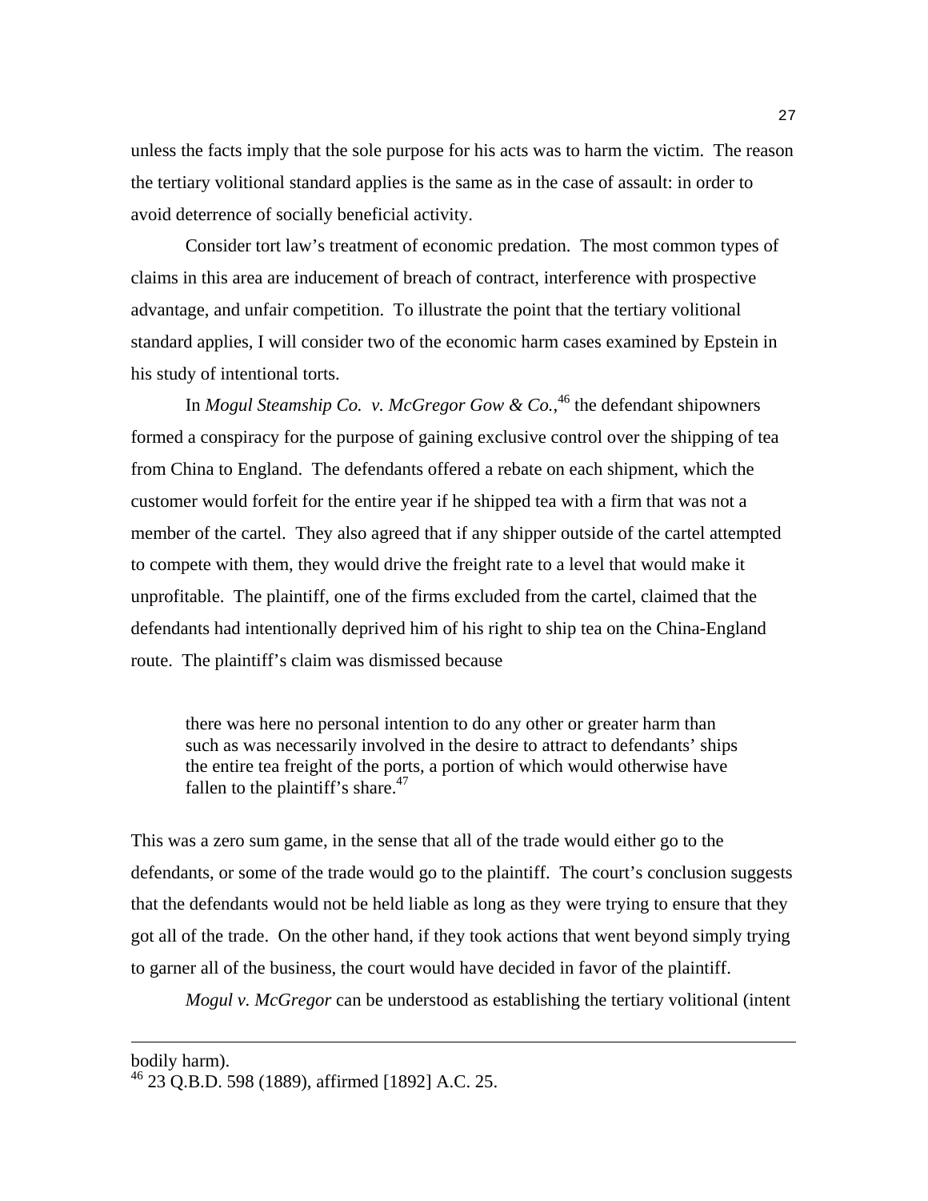unless the facts imply that the sole purpose for his acts was to harm the victim. The reason the tertiary volitional standard applies is the same as in the case of assault: in order to avoid deterrence of socially beneficial activity.

Consider tort law's treatment of economic predation. The most common types of claims in this area are inducement of breach of contract, interference with prospective advantage, and unfair competition. To illustrate the point that the tertiary volitional standard applies, I will consider two of the economic harm cases examined by Epstein in his study of intentional torts.

In *Mogul Steamship Co. v. McGregor Gow & Co.*,[46] the defendant shipowners formed a conspiracy for the purpose of gaining exclusive control over the shipping of tea from China to England. The defendants offered a rebate on each shipment, which the customer would forfeit for the entire year if he shipped tea with a firm that was not a member of the cartel. They also agreed that if any shipper outside of the cartel attempted to compete with them, they would drive the freight rate to a level that would make it unprofitable. The plaintiff, one of the firms excluded from the cartel, claimed that the defendants had intentionally deprived him of his right to ship tea on the China-England route. The plaintiff's claim was dismissed because

> there was here no personal intention to do any other or greater harm than such as was necessarily involved in the desire to attract to defendants' ships the entire tea freight of the ports, a portion of which would otherwise have fallen to the plaintiff's share.[47]

This was a zero sum game, in the sense that all of the trade would either go to the defendants, or some of the trade would go to the plaintiff. The court's conclusion suggests that the defendants would not be held liable as long as they were trying to ensure that they got all of the trade. On the other hand, if they took actions that went beyond simply trying to garner all of the business, the court would have decided in favor of the plaintiff.

*Mogul v. McGregor* can be understood as establishing the tertiary volitional (intent

---

bodily harm).

[46] 23 Q.B.D. 598 (1889), affirmed [1892] A.C. 25.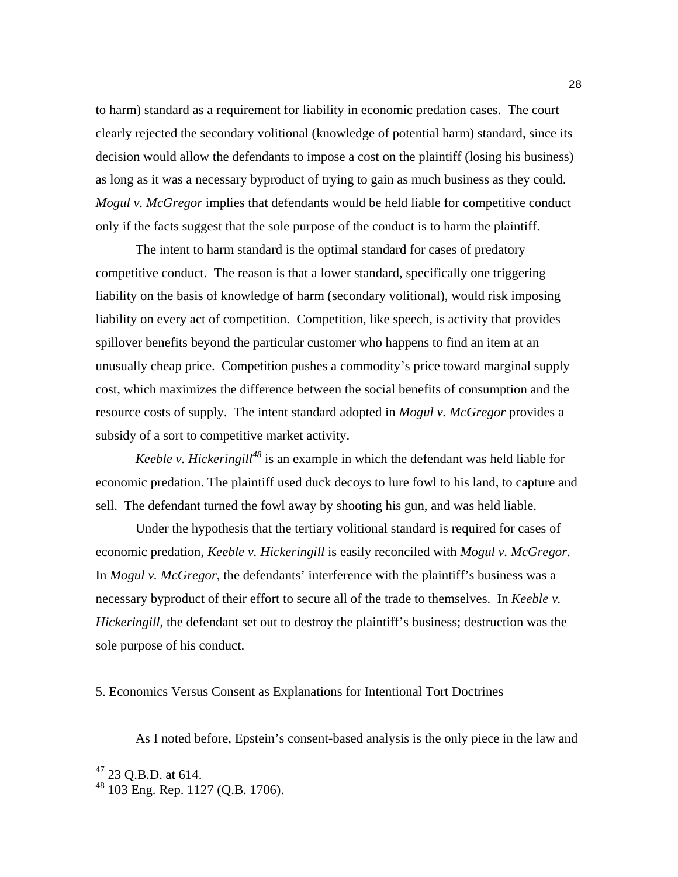to harm) standard as a requirement for liability in economic predation cases. The court clearly rejected the secondary volitional (knowledge of potential harm) standard, since its decision would allow the defendants to impose a cost on the plaintiff (losing his business) as long as it was a necessary byproduct of trying to gain as much business as they could. *Mogul v. McGregor* implies that defendants would be held liable for competitive conduct only if the facts suggest that the sole purpose of the conduct is to harm the plaintiff.

The intent to harm standard is the optimal standard for cases of predatory competitive conduct. The reason is that a lower standard, specifically one triggering liability on the basis of knowledge of harm (secondary volitional), would risk imposing liability on every act of competition. Competition, like speech, is activity that provides spillover benefits beyond the particular customer who happens to find an item at an unusually cheap price. Competition pushes a commodity's price toward marginal supply cost, which maximizes the difference between the social benefits of consumption and the resource costs of supply. The intent standard adopted in *Mogul v. McGregor* provides a subsidy of a sort to competitive market activity.

*Keeble v. Hickeringill*[48] is an example in which the defendant was held liable for economic predation. The plaintiff used duck decoys to lure fowl to his land, to capture and sell. The defendant turned the fowl away by shooting his gun, and was held liable.

Under the hypothesis that the tertiary volitional standard is required for cases of economic predation, *Keeble v. Hickeringill* is easily reconciled with *Mogul v. McGregor*. In *Mogul v. McGregor*, the defendants' interference with the plaintiff's business was a necessary byproduct of their effort to secure all of the trade to themselves. In *Keeble v. Hickeringill*, the defendant set out to destroy the plaintiff's business; destruction was the sole purpose of his conduct.

## 5. Economics Versus Consent as Explanations for Intentional Tort Doctrines

As I noted before, Epstein's consent-based analysis is the only piece in the law and

---

[47] 23 Q.B.D. at 614.

[48] 103 Eng. Rep. 1127 (Q.B. 1706).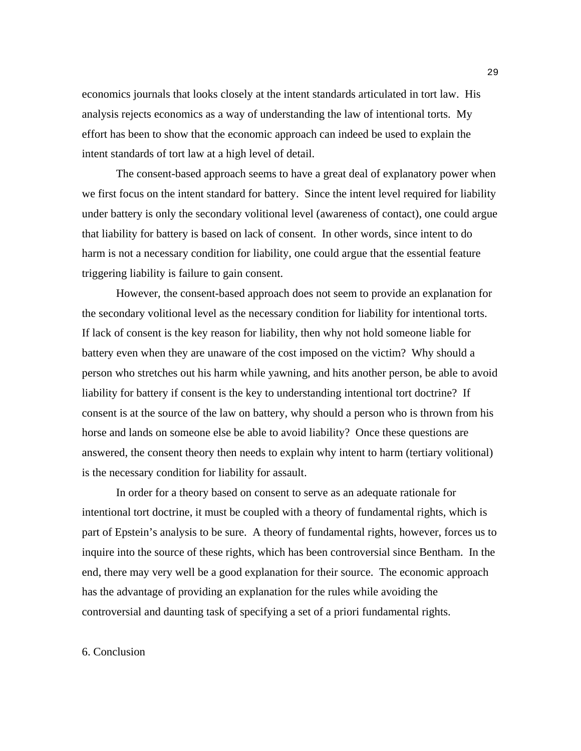economics journals that looks closely at the intent standards articulated in tort law. His analysis rejects economics as a way of understanding the law of intentional torts. My effort has been to show that the economic approach can indeed be used to explain the intent standards of tort law at a high level of detail.

The consent-based approach seems to have a great deal of explanatory power when we first focus on the intent standard for battery. Since the intent level required for liability under battery is only the secondary volitional level (awareness of contact), one could argue that liability for battery is based on lack of consent. In other words, since intent to do harm is not a necessary condition for liability, one could argue that the essential feature triggering liability is failure to gain consent.

However, the consent-based approach does not seem to provide an explanation for the secondary volitional level as the necessary condition for liability for intentional torts. If lack of consent is the key reason for liability, then why not hold someone liable for battery even when they are unaware of the cost imposed on the victim? Why should a person who stretches out his harm while yawning, and hits another person, be able to avoid liability for battery if consent is the key to understanding intentional tort doctrine? If consent is at the source of the law on battery, why should a person who is thrown from his horse and lands on someone else be able to avoid liability? Once these questions are answered, the consent theory then needs to explain why intent to harm (tertiary volitional) is the necessary condition for liability for assault.

In order for a theory based on consent to serve as an adequate rationale for intentional tort doctrine, it must be coupled with a theory of fundamental rights, which is part of Epstein's analysis to be sure. A theory of fundamental rights, however, forces us to inquire into the source of these rights, which has been controversial since Bentham. In the end, there may very well be a good explanation for their source. The economic approach has the advantage of providing an explanation for the rules while avoiding the controversial and daunting task of specifying a set of a priori fundamental rights.

## 6. Conclusion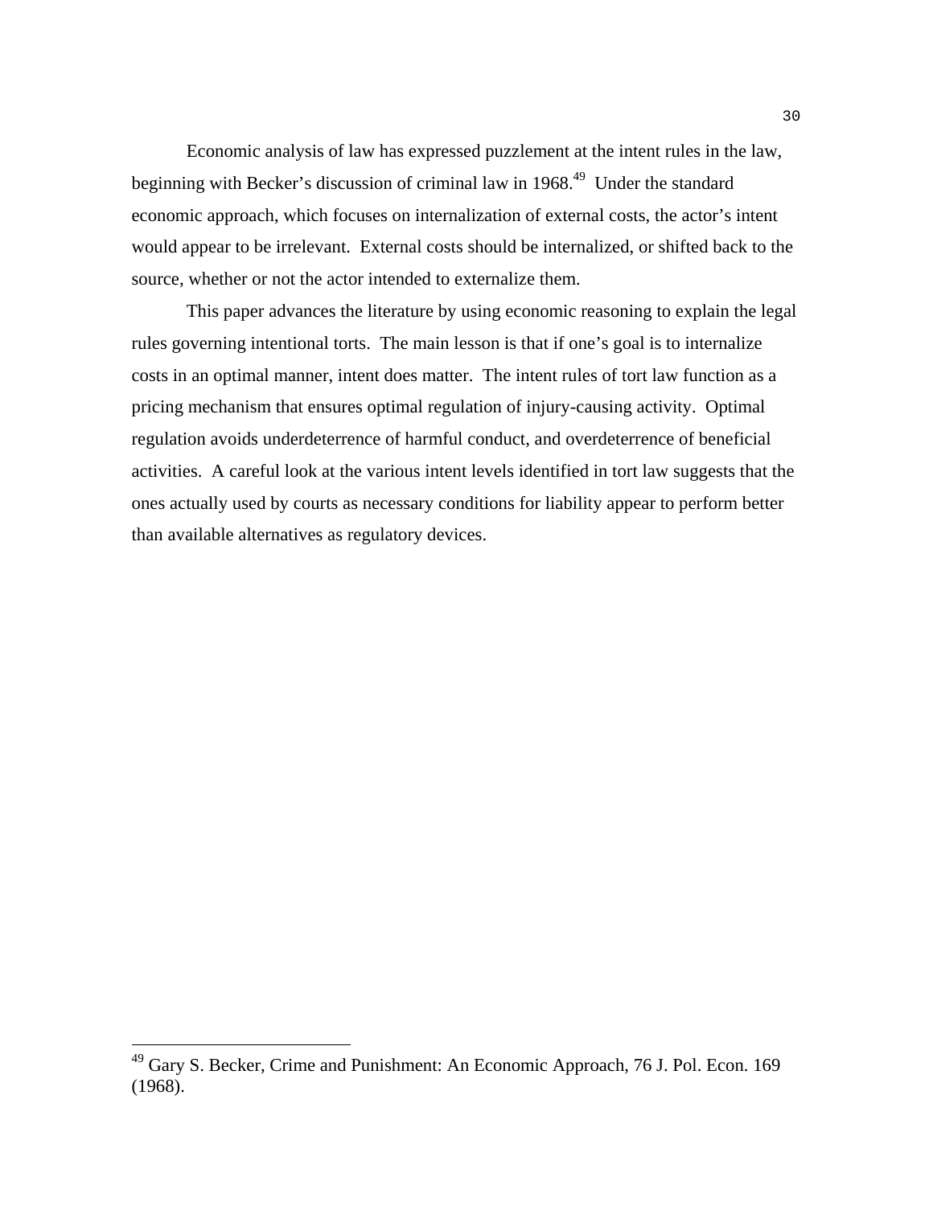Economic analysis of law has expressed puzzlement at the intent rules in the law, beginning with Becker's discussion of criminal law in 1968.[49] Under the standard economic approach, which focuses on internalization of external costs, the actor's intent would appear to be irrelevant. External costs should be internalized, or shifted back to the source, whether or not the actor intended to externalize them.

This paper advances the literature by using economic reasoning to explain the legal rules governing intentional torts. The main lesson is that if one's goal is to internalize costs in an optimal manner, intent does matter. The intent rules of tort law function as a pricing mechanism that ensures optimal regulation of injury-causing activity. Optimal regulation avoids underdeterrence of harmful conduct, and overdeterrence of beneficial activities. A careful look at the various intent levels identified in tort law suggests that the ones actually used by courts as necessary conditions for liability appear to perform better than available alternatives as regulatory devices.

[49] Gary S. Becker, Crime and Punishment: An Economic Approach, 76 J. Pol. Econ. 169 (1968).